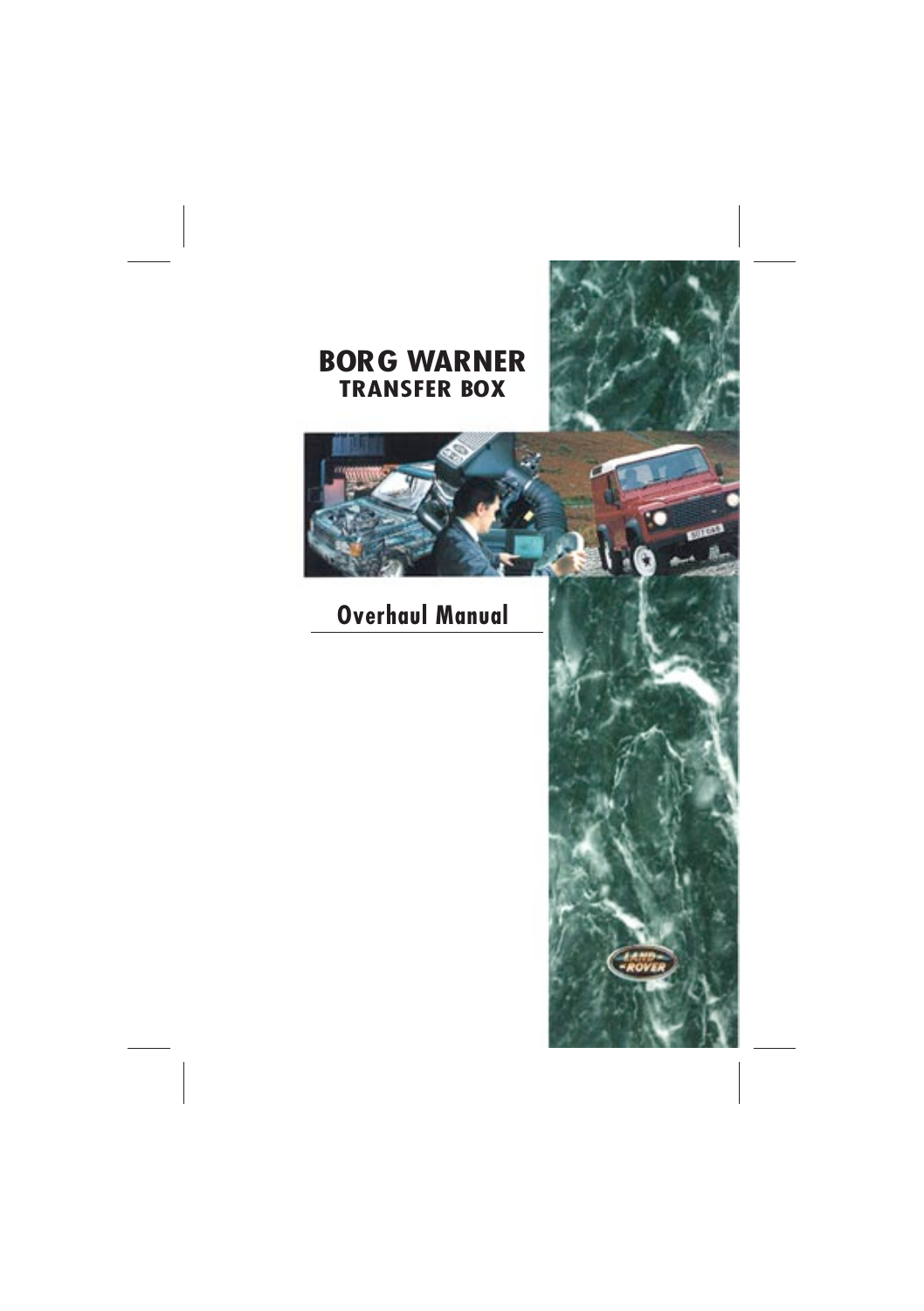# BORG WARNER
## TRANSFER BOX

## Overhaul Manual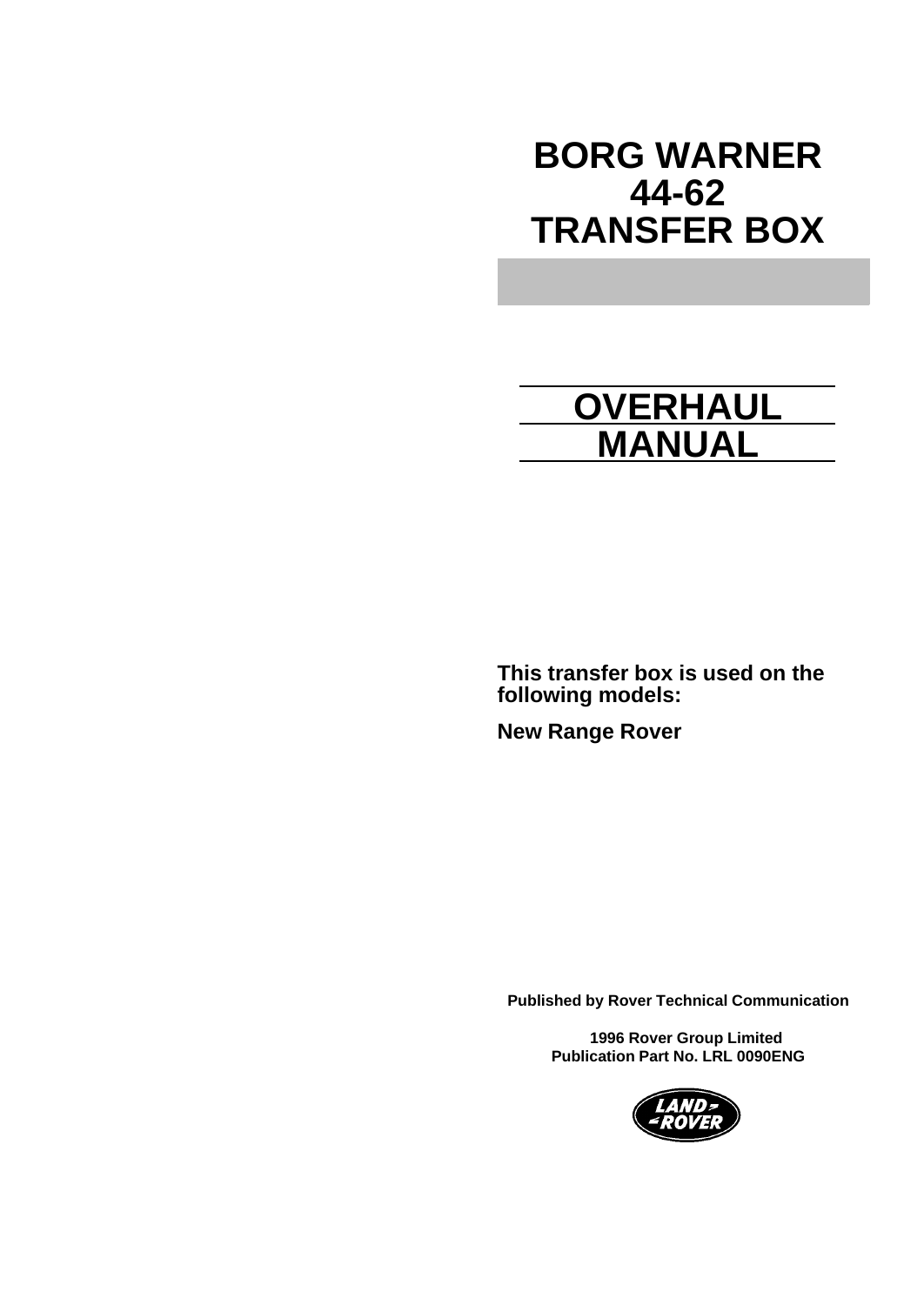# BORG WARNER 44-62 TRANSFER BOX

## OVERHAUL MANUAL

**This transfer box is used on the following models:**

**New Range Rover**

**Published by Rover Technical Communication**

**1996 Rover Group Limited**
**Publication Part No. LRL 0090ENG**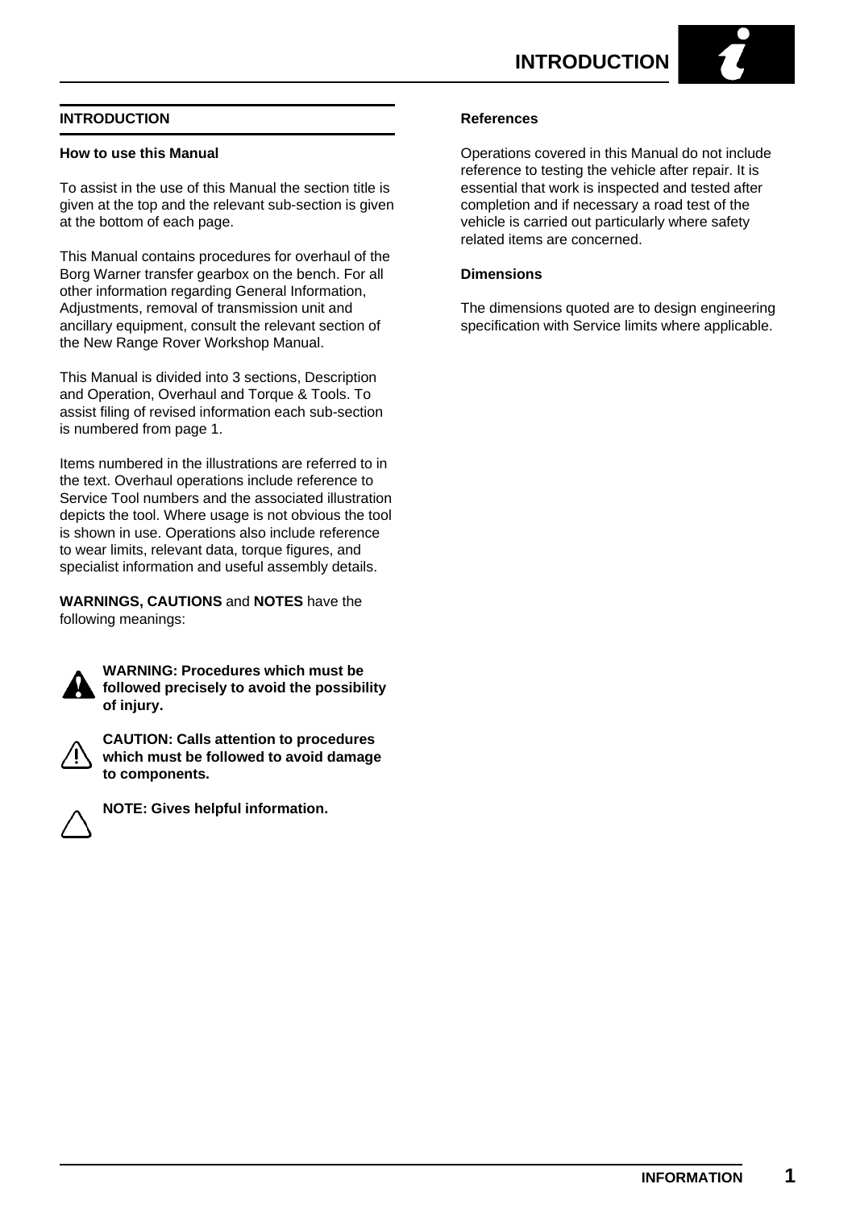## INTRODUCTION

### How to use this Manual

To assist in the use of this Manual the section title is given at the top and the relevant sub-section is given at the bottom of each page.

This Manual contains procedures for overhaul of the Borg Warner transfer gearbox on the bench. For all other information regarding General Information, Adjustments, removal of transmission unit and ancillary equipment, consult the relevant section of the New Range Rover Workshop Manual.

This Manual is divided into 3 sections, Description and Operation, Overhaul and Torque & Tools. To assist filing of revised information each sub-section is numbered from page 1.

Items numbered in the illustrations are referred to in the text. Overhaul operations include reference to Service Tool numbers and the associated illustration depicts the tool. Where usage is not obvious the tool is shown in use. Operations also include reference to wear limits, relevant data, torque figures, and specialist information and useful assembly details.

**WARNINGS, CAUTIONS** and **NOTES** have the following meanings:

**WARNING: Procedures which must be followed precisely to avoid the possibility of injury.**

**CAUTION: Calls attention to procedures which must be followed to avoid damage to components.**

**NOTE: Gives helpful information.**

### References

Operations covered in this Manual do not include reference to testing the vehicle after repair. It is essential that work is inspected and tested after completion and if necessary a road test of the vehicle is carried out particularly where safety related items are concerned.

### Dimensions

The dimensions quoted are to design engineering specification with Service limits where applicable.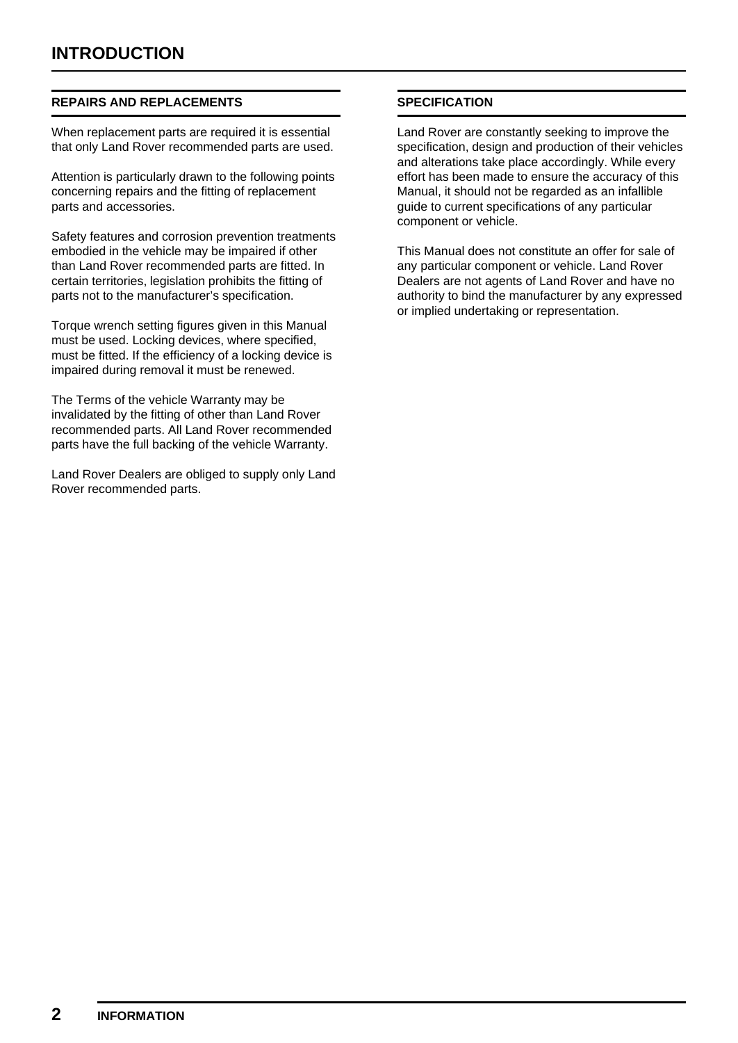# INTRODUCTION

## REPAIRS AND REPLACEMENTS

When replacement parts are required it is essential that only Land Rover recommended parts are used.

Attention is particularly drawn to the following points concerning repairs and the fitting of replacement parts and accessories.

Safety features and corrosion prevention treatments embodied in the vehicle may be impaired if other than Land Rover recommended parts are fitted. In certain territories, legislation prohibits the fitting of parts not to the manufacturer's specification.

Torque wrench setting figures given in this Manual must be used. Locking devices, where specified, must be fitted. If the efficiency of a locking device is impaired during removal it must be renewed.

The Terms of the vehicle Warranty may be invalidated by the fitting of other than Land Rover recommended parts. All Land Rover recommended parts have the full backing of the vehicle Warranty.

Land Rover Dealers are obliged to supply only Land Rover recommended parts.

## SPECIFICATION

Land Rover are constantly seeking to improve the specification, design and production of their vehicles and alterations take place accordingly. While every effort has been made to ensure the accuracy of this Manual, it should not be regarded as an infallible guide to current specifications of any particular component or vehicle.

This Manual does not constitute an offer for sale of any particular component or vehicle. Land Rover Dealers are not agents of Land Rover and have no authority to bind the manufacturer by any expressed or implied undertaking or representation.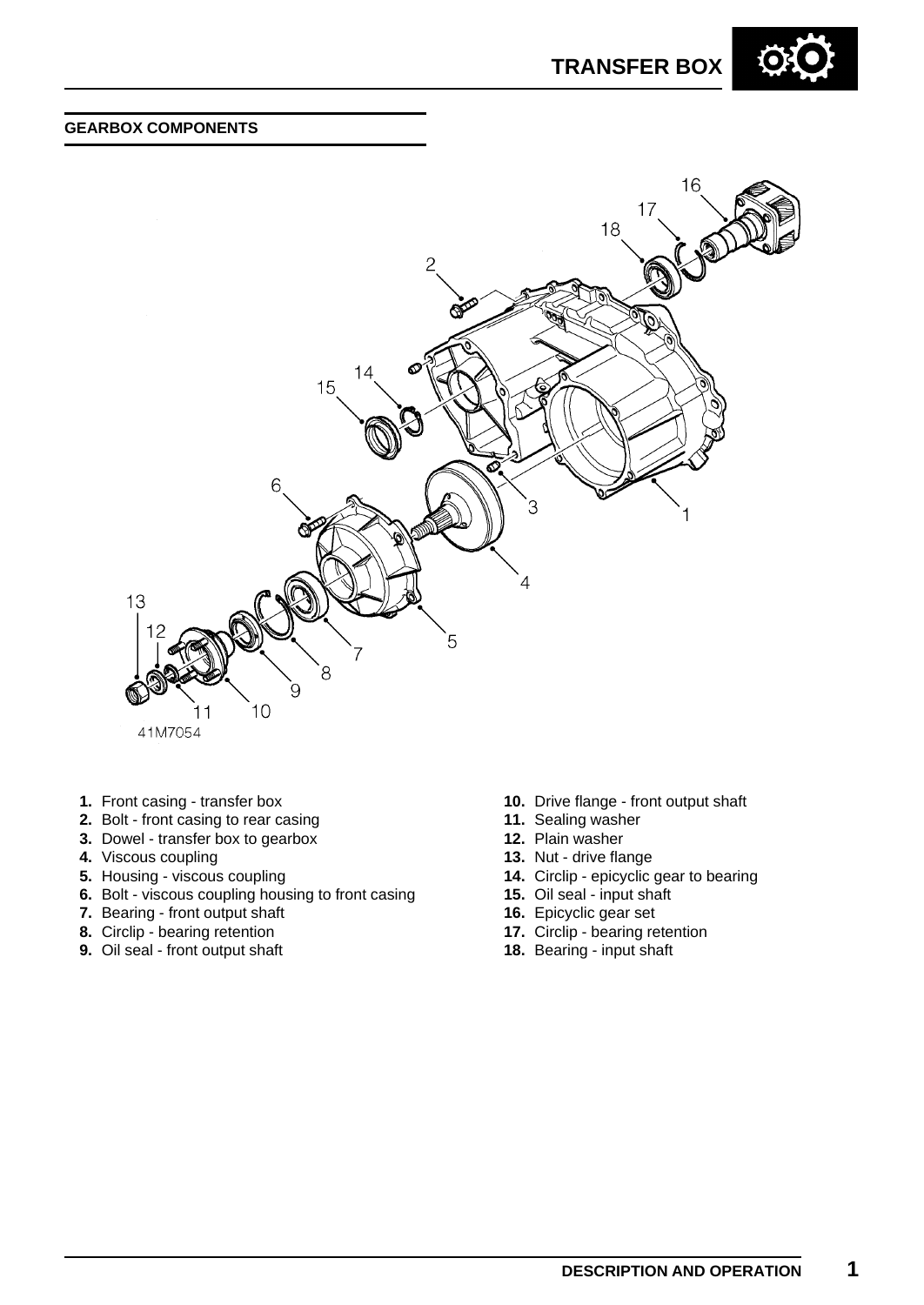## GEARBOX COMPONENTS

41M7054

1. Front casing - transfer box
2. Bolt - front casing to rear casing
3. Dowel - transfer box to gearbox
4. Viscous coupling
5. Housing - viscous coupling
6. Bolt - viscous coupling housing to front casing
7. Bearing - front output shaft
8. Circlip - bearing retention
9. Oil seal - front output shaft
10. Drive flange - front output shaft
11. Sealing washer
12. Plain washer
13. Nut - drive flange
14. Circlip - epicyclic gear to bearing
15. Oil seal - input shaft
16. Epicyclic gear set
17. Circlip - bearing retention
18. Bearing - input shaft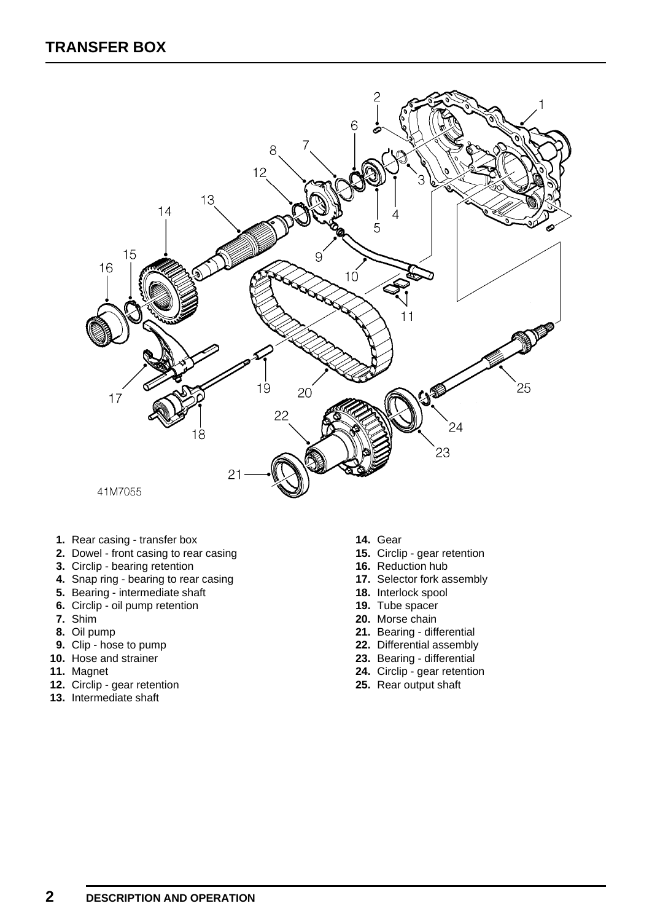41M7055

1. Rear casing - transfer box
2. Dowel - front casing to rear casing
3. Circlip - bearing retention
4. Snap ring - bearing to rear casing
5. Bearing - intermediate shaft
6. Circlip - oil pump retention
7. Shim
8. Oil pump
9. Clip - hose to pump
10. Hose and strainer
11. Magnet
12. Circlip - gear retention
13. Intermediate shaft
14. Gear
15. Circlip - gear retention
16. Reduction hub
17. Selector fork assembly
18. Interlock spool
19. Tube spacer
20. Morse chain
21. Bearing - differential
22. Differential assembly
23. Bearing - differential
24. Circlip - gear retention
25. Rear output shaft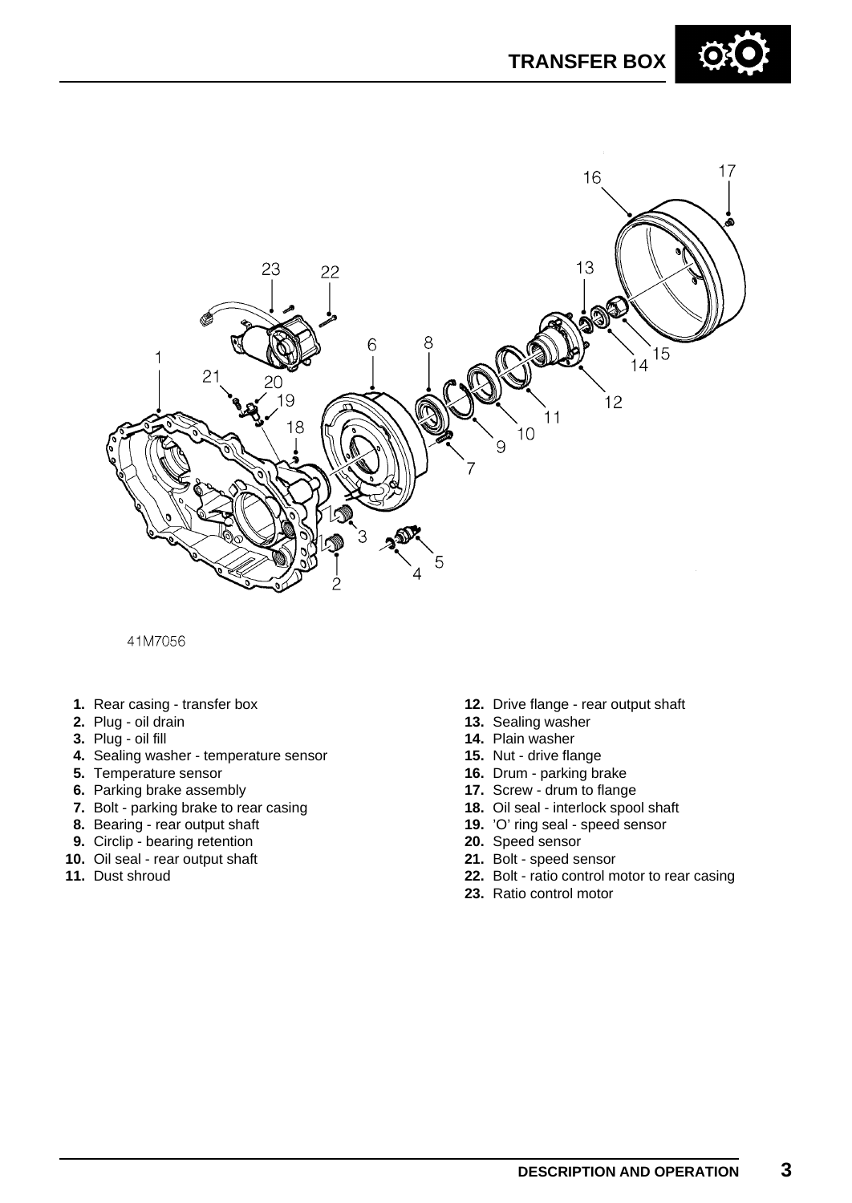41M7056

1. Rear casing - transfer box
2. Plug - oil drain
3. Plug - oil fill
4. Sealing washer - temperature sensor
5. Temperature sensor
6. Parking brake assembly
7. Bolt - parking brake to rear casing
8. Bearing - rear output shaft
9. Circlip - bearing retention
10. Oil seal - rear output shaft
11. Dust shroud
12. Drive flange - rear output shaft
13. Sealing washer
14. Plain washer
15. Nut - drive flange
16. Drum - parking brake
17. Screw - drum to flange
18. Oil seal - interlock spool shaft
19. 'O' ring seal - speed sensor
20. Speed sensor
21. Bolt - speed sensor
22. Bolt - ratio control motor to rear casing
23. Ratio control motor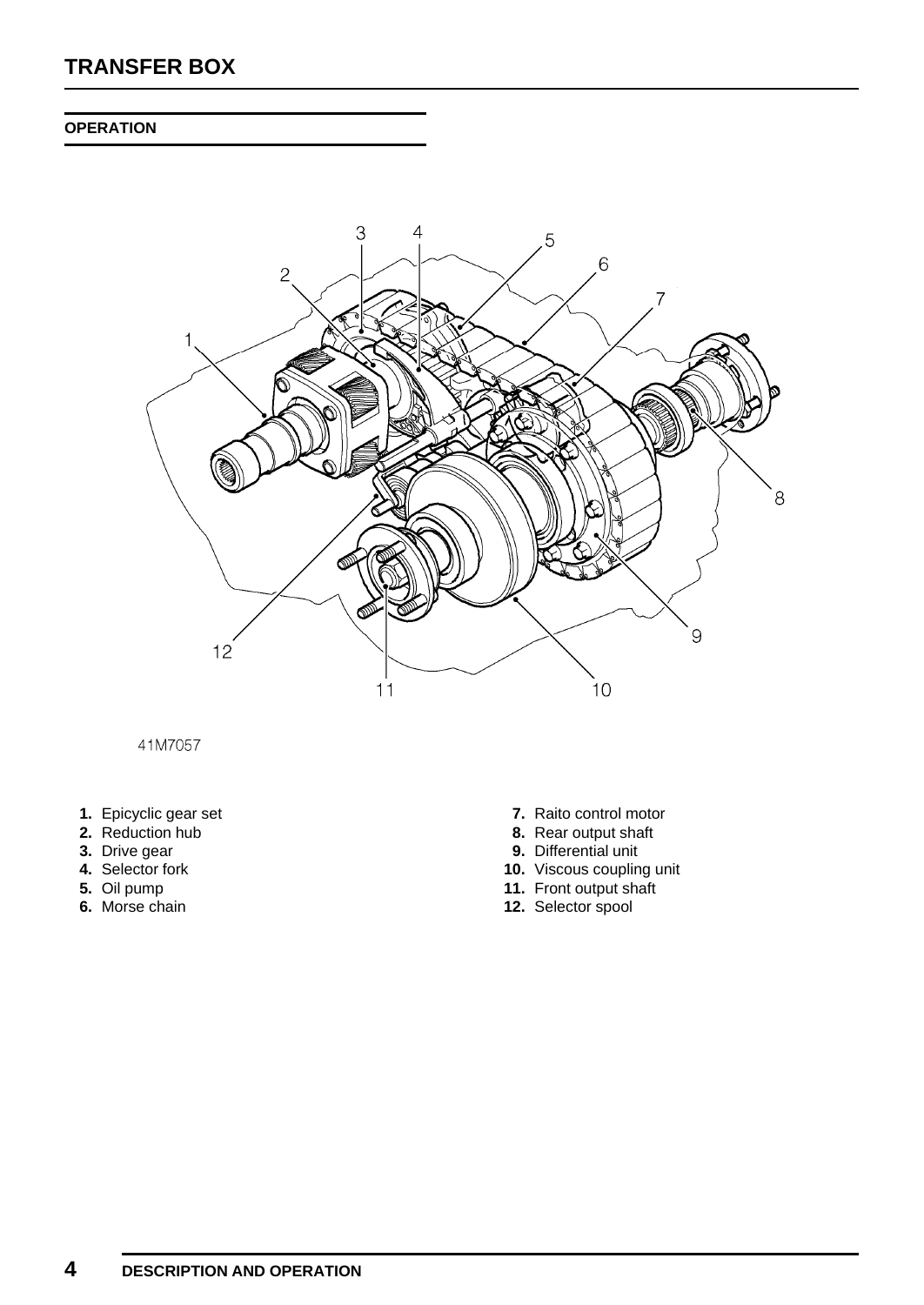# TRANSFER BOX

## OPERATION

41M7057

1. Epicyclic gear set
2. Reduction hub
3. Drive gear
4. Selector fork
5. Oil pump
6. Morse chain
7. Raito control motor
8. Rear output shaft
9. Differential unit
10. Viscous coupling unit
11. Front output shaft
12. Selector spool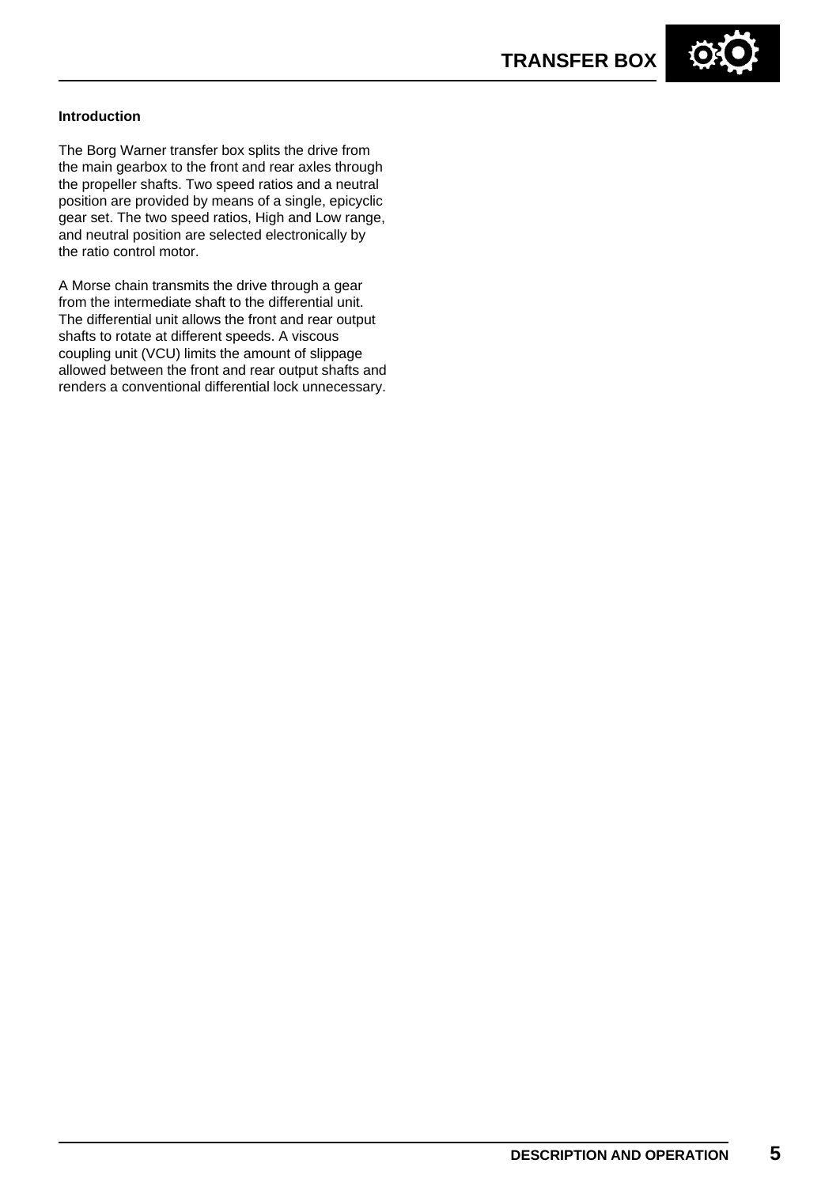## Introduction

The Borg Warner transfer box splits the drive from the main gearbox to the front and rear axles through the propeller shafts. Two speed ratios and a neutral position are provided by means of a single, epicyclic gear set. The two speed ratios, High and Low range, and neutral position are selected electronically by the ratio control motor.

A Morse chain transmits the drive through a gear from the intermediate shaft to the differential unit. The differential unit allows the front and rear output shafts to rotate at different speeds. A viscous coupling unit (VCU) limits the amount of slippage allowed between the front and rear output shafts and renders a conventional differential lock unnecessary.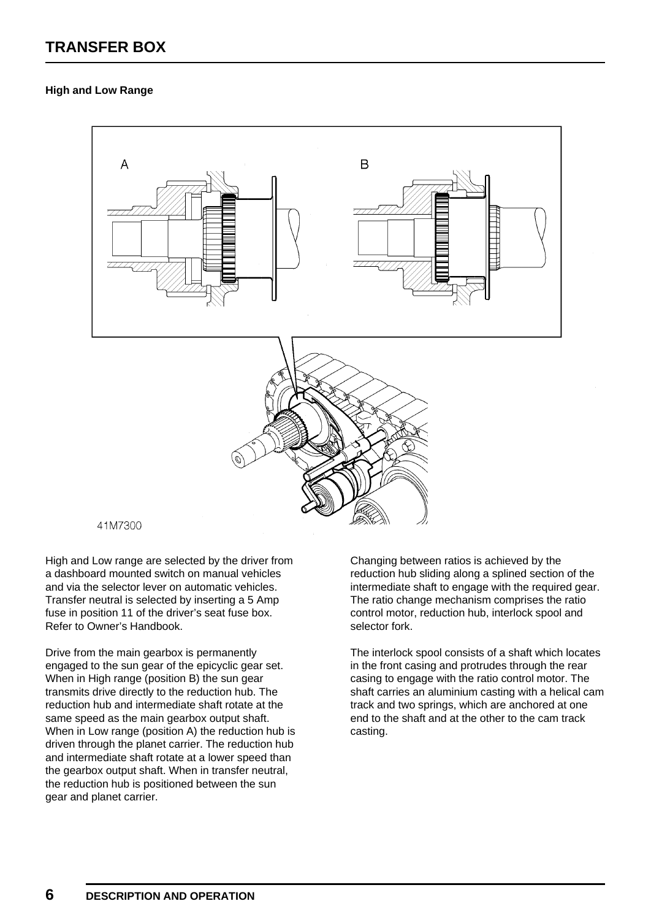## High and Low Range

A

B

41M7300

High and Low range are selected by the driver from a dashboard mounted switch on manual vehicles and via the selector lever on automatic vehicles. Transfer neutral is selected by inserting a 5 Amp fuse in position 11 of the driver's seat fuse box. Refer to Owner's Handbook.

Drive from the main gearbox is permanently engaged to the sun gear of the epicyclic gear set. When in High range (position B) the sun gear transmits drive directly to the reduction hub. The reduction hub and intermediate shaft rotate at the same speed as the main gearbox output shaft. When in Low range (position A) the reduction hub is driven through the planet carrier. The reduction hub and intermediate shaft rotate at a lower speed than the gearbox output shaft. When in transfer neutral, the reduction hub is positioned between the sun gear and planet carrier.

Changing between ratios is achieved by the reduction hub sliding along a splined section of the intermediate shaft to engage with the required gear. The ratio change mechanism comprises the ratio control motor, reduction hub, interlock spool and selector fork.

The interlock spool consists of a shaft which locates in the front casing and protrudes through the rear casing to engage with the ratio control motor. The shaft carries an aluminium casting with a helical cam track and two springs, which are anchored at one end to the shaft and at the other to the cam track casting.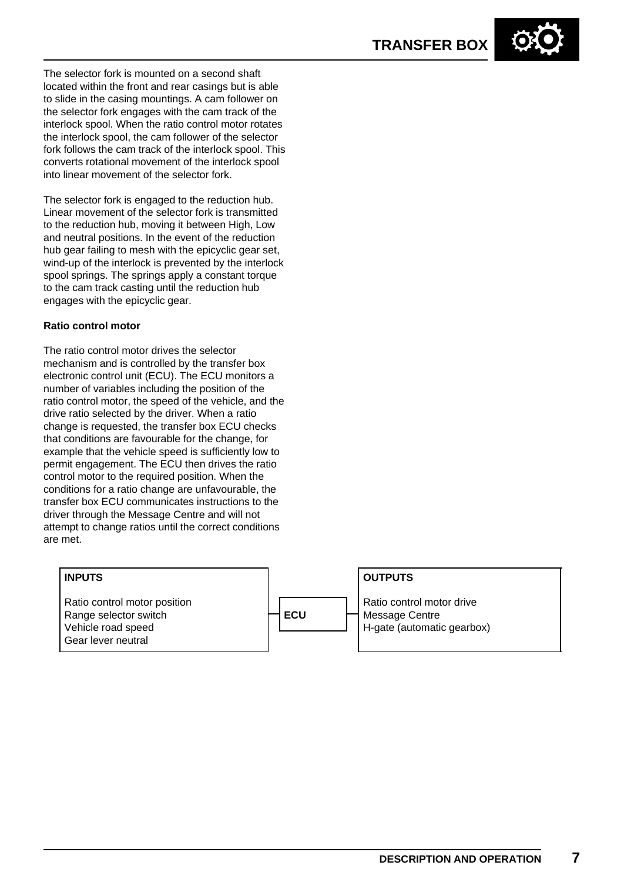The selector fork is mounted on a second shaft located within the front and rear casings but is able to slide in the casing mountings. A cam follower on the selector fork engages with the cam track of the interlock spool. When the ratio control motor rotates the interlock spool, the cam follower of the selector fork follows the cam track of the interlock spool. This converts rotational movement of the interlock spool into linear movement of the selector fork.

The selector fork is engaged to the reduction hub. Linear movement of the selector fork is transmitted to the reduction hub, moving it between High, Low and neutral positions. In the event of the reduction hub gear failing to mesh with the epicyclic gear set, wind-up of the interlock is prevented by the interlock spool springs. The springs apply a constant torque to the cam track casting until the reduction hub engages with the epicyclic gear.

**Ratio control motor**

The ratio control motor drives the selector mechanism and is controlled by the transfer box electronic control unit (ECU). The ECU monitors a number of variables including the position of the ratio control motor, the speed of the vehicle, and the drive ratio selected by the driver. When a ratio change is requested, the transfer box ECU checks that conditions are favourable for the change, for example that the vehicle speed is sufficiently low to permit engagement. The ECU then drives the ratio control motor to the required position. When the conditions for a ratio change are unfavourable, the transfer box ECU communicates instructions to the driver through the Message Centre and will not attempt to change ratios until the correct conditions are met.

| INPUTS | | OUTPUTS |
|---|---|---|
| Ratio control motor position<br>Range selector switch<br>Vehicle road speed<br>Gear lever neutral | **ECU** | Ratio control motor drive<br>Message Centre<br>H-gate (automatic gearbox) |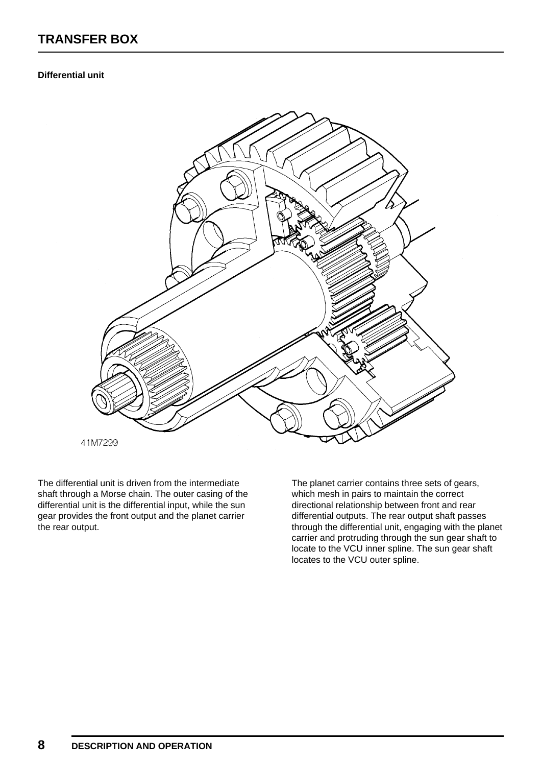### Differential unit

41M7299

The differential unit is driven from the intermediate shaft through a Morse chain. The outer casing of the differential unit is the differential input, while the sun gear provides the front output and the planet carrier the rear output.

The planet carrier contains three sets of gears, which mesh in pairs to maintain the correct directional relationship between front and rear differential outputs. The rear output shaft passes through the differential unit, engaging with the planet carrier and protruding through the sun gear shaft to locate to the VCU inner spline. The sun gear shaft locates to the VCU outer spline.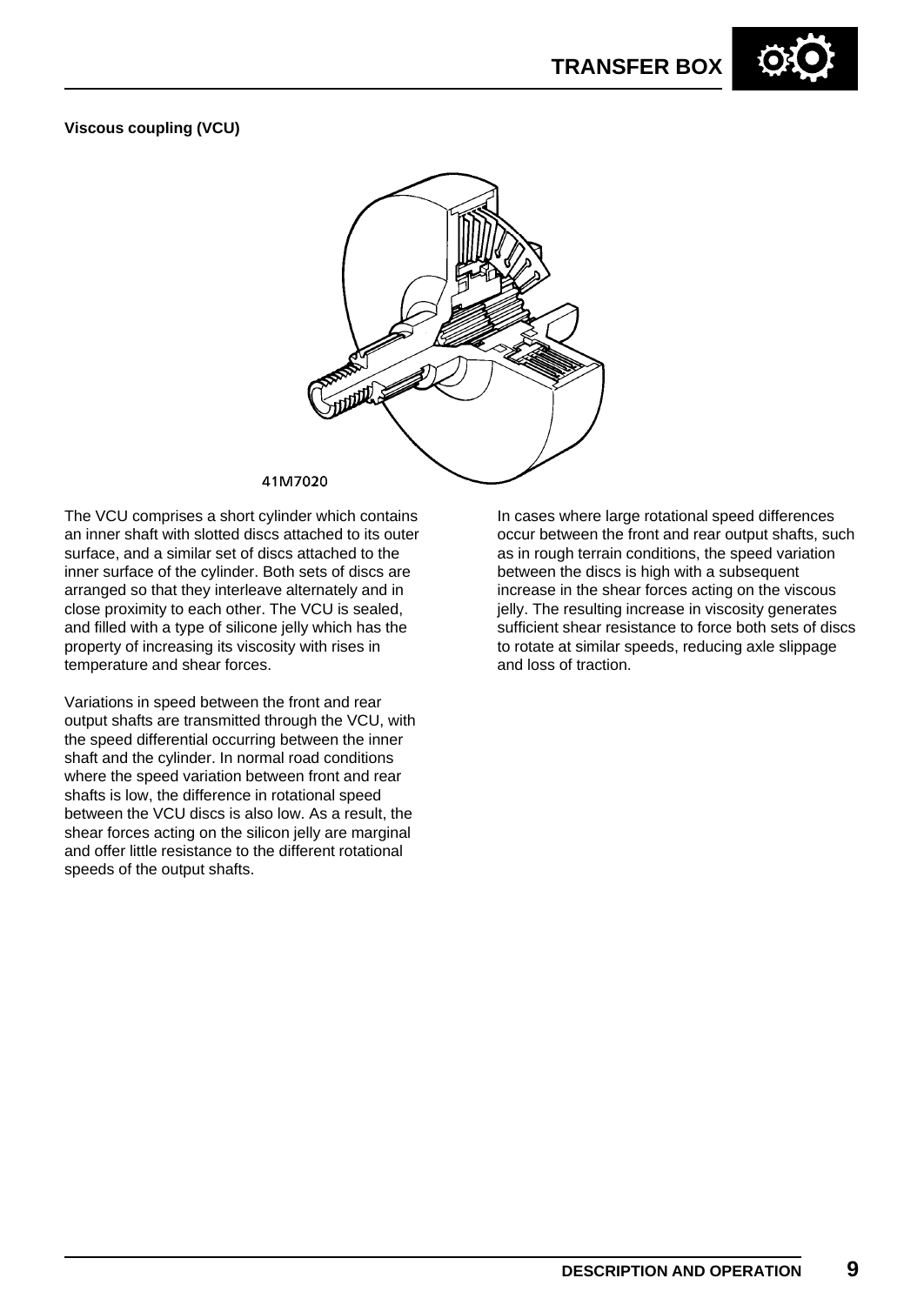**Viscous coupling (VCU)**

41M7020

The VCU comprises a short cylinder which contains an inner shaft with slotted discs attached to its outer surface, and a similar set of discs attached to the inner surface of the cylinder. Both sets of discs are arranged so that they interleave alternately and in close proximity to each other. The VCU is sealed, and filled with a type of silicone jelly which has the property of increasing its viscosity with rises in temperature and shear forces.

Variations in speed between the front and rear output shafts are transmitted through the VCU, with the speed differential occurring between the inner shaft and the cylinder. In normal road conditions where the speed variation between front and rear shafts is low, the difference in rotational speed between the VCU discs is also low. As a result, the shear forces acting on the silicon jelly are marginal and offer little resistance to the different rotational speeds of the output shafts.

In cases where large rotational speed differences occur between the front and rear output shafts, such as in rough terrain conditions, the speed variation between the discs is high with a subsequent increase in the shear forces acting on the viscous jelly. The resulting increase in viscosity generates sufficient shear resistance to force both sets of discs to rotate at similar speeds, reducing axle slippage and loss of traction.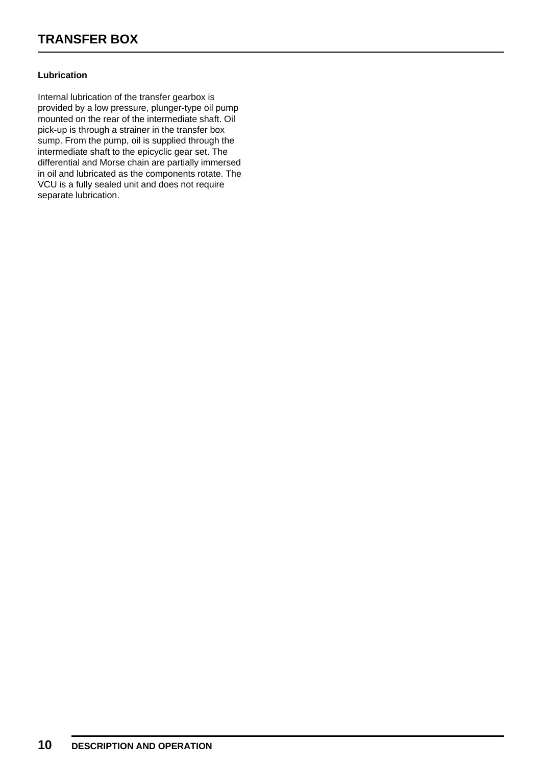### Lubrication

Internal lubrication of the transfer gearbox is provided by a low pressure, plunger-type oil pump mounted on the rear of the intermediate shaft. Oil pick-up is through a strainer in the transfer box sump. From the pump, oil is supplied through the intermediate shaft to the epicyclic gear set. The differential and Morse chain are partially immersed in oil and lubricated as the components rotate. The VCU is a fully sealed unit and does not require separate lubrication.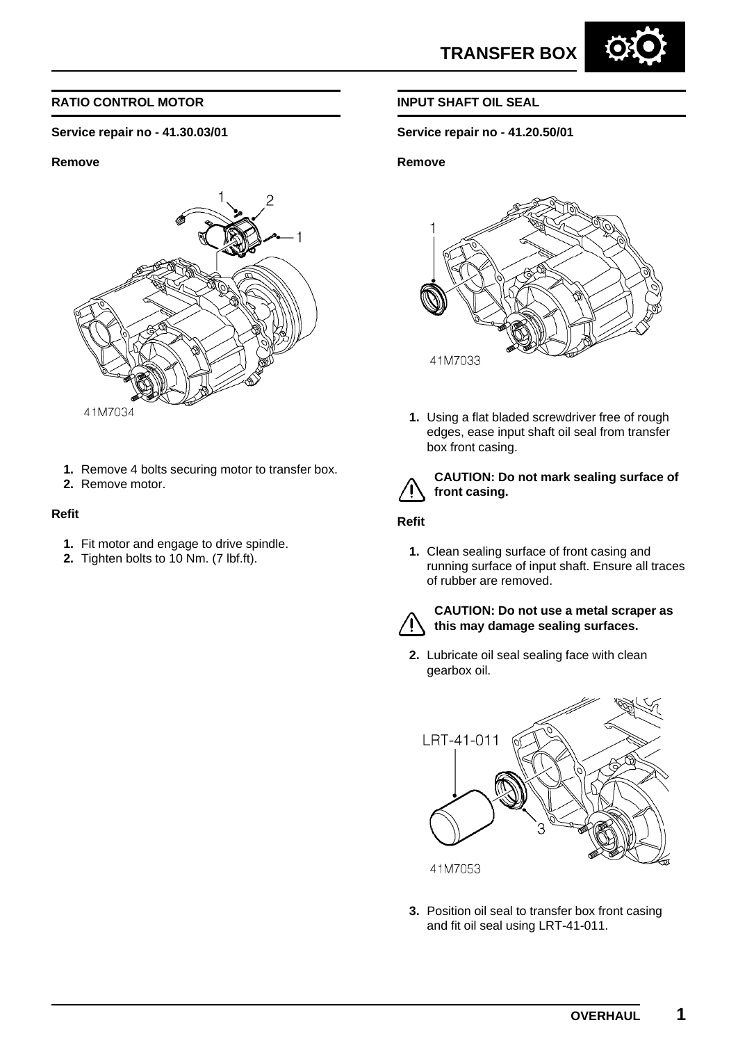## RATIO CONTROL MOTOR

**Service repair no - 41.30.03/01**

**Remove**

1. Remove 4 bolts securing motor to transfer box.
2. Remove motor.

**Refit**

1. Fit motor and engage to drive spindle.
2. Tighten bolts to 10 Nm. (7 lbf.ft).

## INPUT SHAFT OIL SEAL

**Service repair no - 41.20.50/01**

**Remove**

1. Using a flat bladed screwdriver free of rough edges, ease input shaft oil seal from transfer box front casing.

**CAUTION: Do not mark sealing surface of front casing.**

**Refit**

1. Clean sealing surface of front casing and running surface of input shaft. Ensure all traces of rubber are removed.

**CAUTION: Do not use a metal scraper as this may damage sealing surfaces.**

2. Lubricate oil seal sealing face with clean gearbox oil.
3. Position oil seal to transfer box front casing and fit oil seal using LRT-41-011.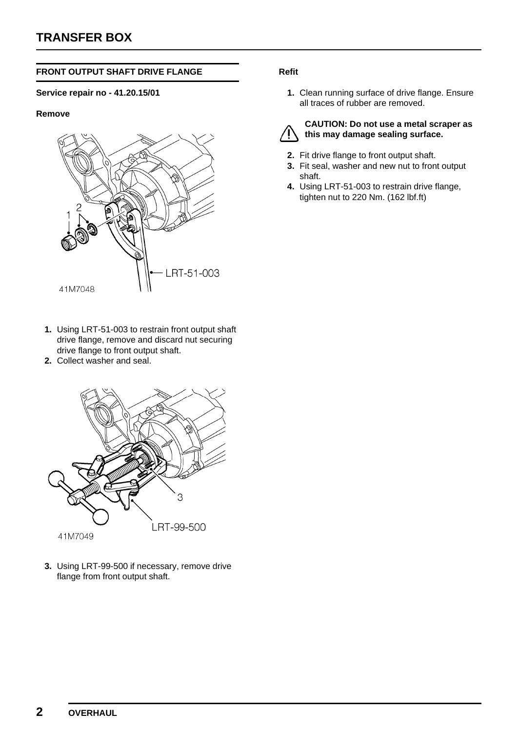## FRONT OUTPUT SHAFT DRIVE FLANGE

**Service repair no - 41.20.15/01**

### Remove

1. Using LRT-51-003 to restrain front output shaft drive flange, remove and discard nut securing drive flange to front output shaft.
2. Collect washer and seal.

3. Using LRT-99-500 if necessary, remove drive flange from front output shaft.

### Refit

1. Clean running surface of drive flange. Ensure all traces of rubber are removed.

**CAUTION: Do not use a metal scraper as this may damage sealing surface.**

2. Fit drive flange to front output shaft.
3. Fit seal, washer and new nut to front output shaft.
4. Using LRT-51-003 to restrain drive flange, tighten nut to 220 Nm. (162 lbf.ft)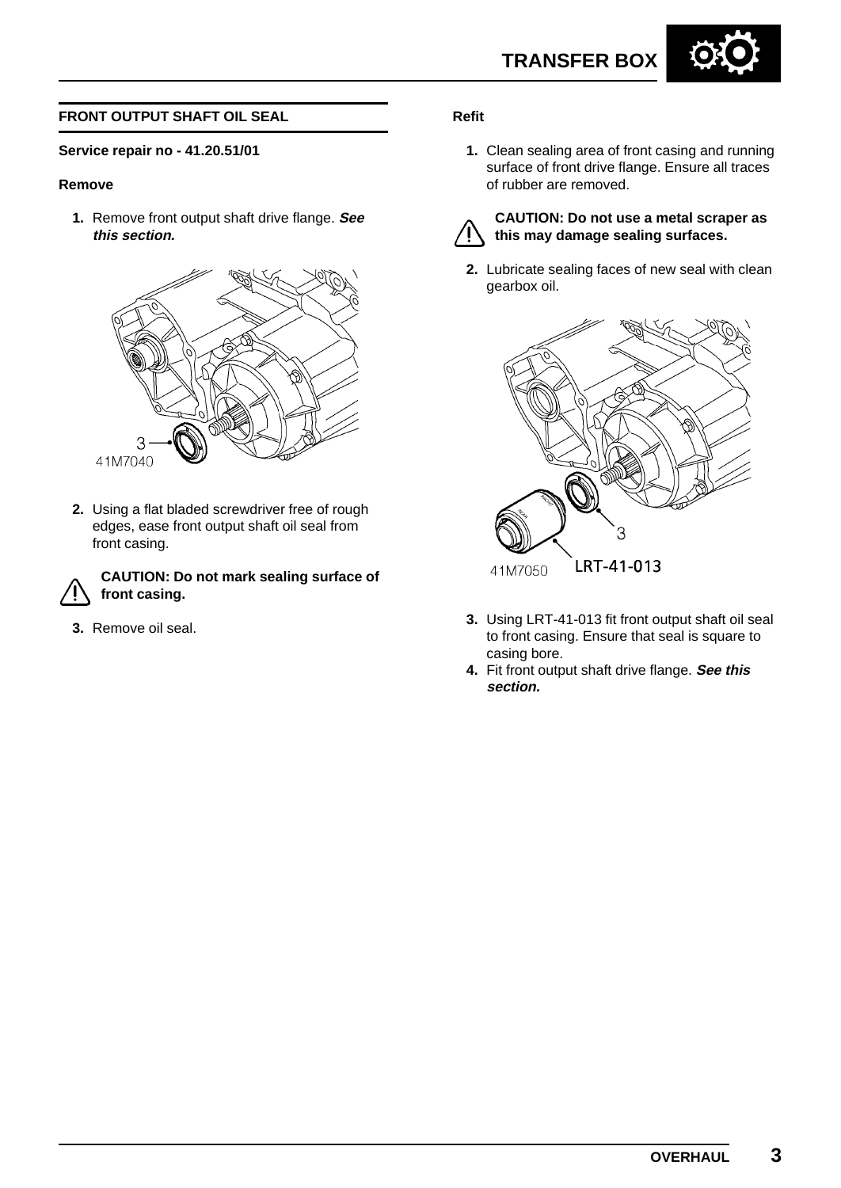## FRONT OUTPUT SHAFT OIL SEAL

**Service repair no - 41.20.51/01**

### Remove

1. Remove front output shaft drive flange. ***See this section.***

3
41M7040

2. Using a flat bladed screwdriver free of rough edges, ease front output shaft oil seal from front casing.

**CAUTION: Do not mark sealing surface of front casing.**

3. Remove oil seal.

### Refit

1. Clean sealing area of front casing and running surface of front drive flange. Ensure all traces of rubber are removed.

**CAUTION: Do not use a metal scraper as this may damage sealing surfaces.**

2. Lubricate sealing faces of new seal with clean gearbox oil.

3
41M7050 LRT-41-013

3. Using LRT-41-013 fit front output shaft oil seal to front casing. Ensure that seal is square to casing bore.
4. Fit front output shaft drive flange. ***See this section.***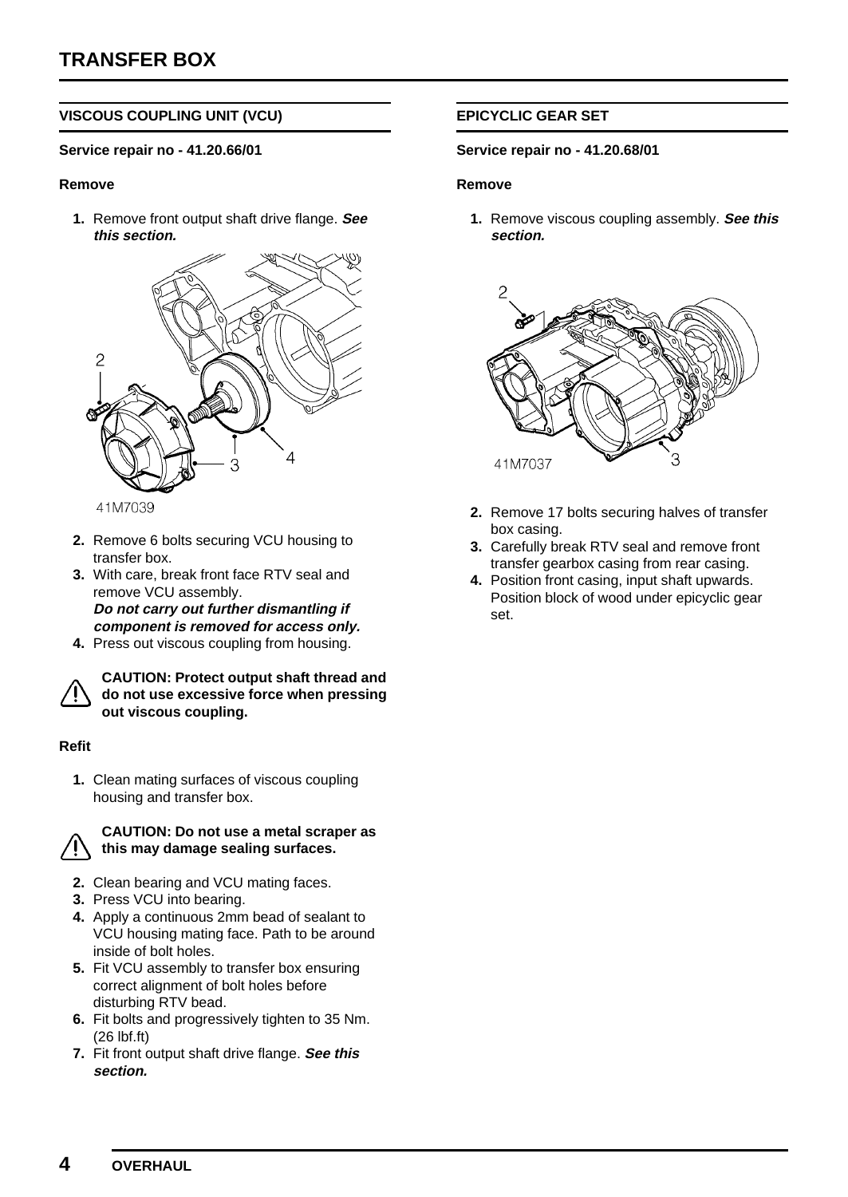## VISCOUS COUPLING UNIT (VCU)

**Service repair no - 41.20.66/01**

**Remove**

1. Remove front output shaft drive flange. ***See this section.***

2. Remove 6 bolts securing VCU housing to transfer box.
3. With care, break front face RTV seal and remove VCU assembly.
   ***Do not carry out further dismantling if component is removed for access only.***
4. Press out viscous coupling from housing.

**CAUTION: Protect output shaft thread and do not use excessive force when pressing out viscous coupling.**

**Refit**

1. Clean mating surfaces of viscous coupling housing and transfer box.

**CAUTION: Do not use a metal scraper as this may damage sealing surfaces.**

2. Clean bearing and VCU mating faces.
3. Press VCU into bearing.
4. Apply a continuous 2mm bead of sealant to VCU housing mating face. Path to be around inside of bolt holes.
5. Fit VCU assembly to transfer box ensuring correct alignment of bolt holes before disturbing RTV bead.
6. Fit bolts and progressively tighten to 35 Nm. (26 lbf.ft)
7. Fit front output shaft drive flange. ***See this section.***

## EPICYCLIC GEAR SET

**Service repair no - 41.20.68/01**

**Remove**

1. Remove viscous coupling assembly. ***See this section.***

2. Remove 17 bolts securing halves of transfer box casing.
3. Carefully break RTV seal and remove front transfer gearbox casing from rear casing.
4. Position front casing, input shaft upwards. Position block of wood under epicyclic gear set.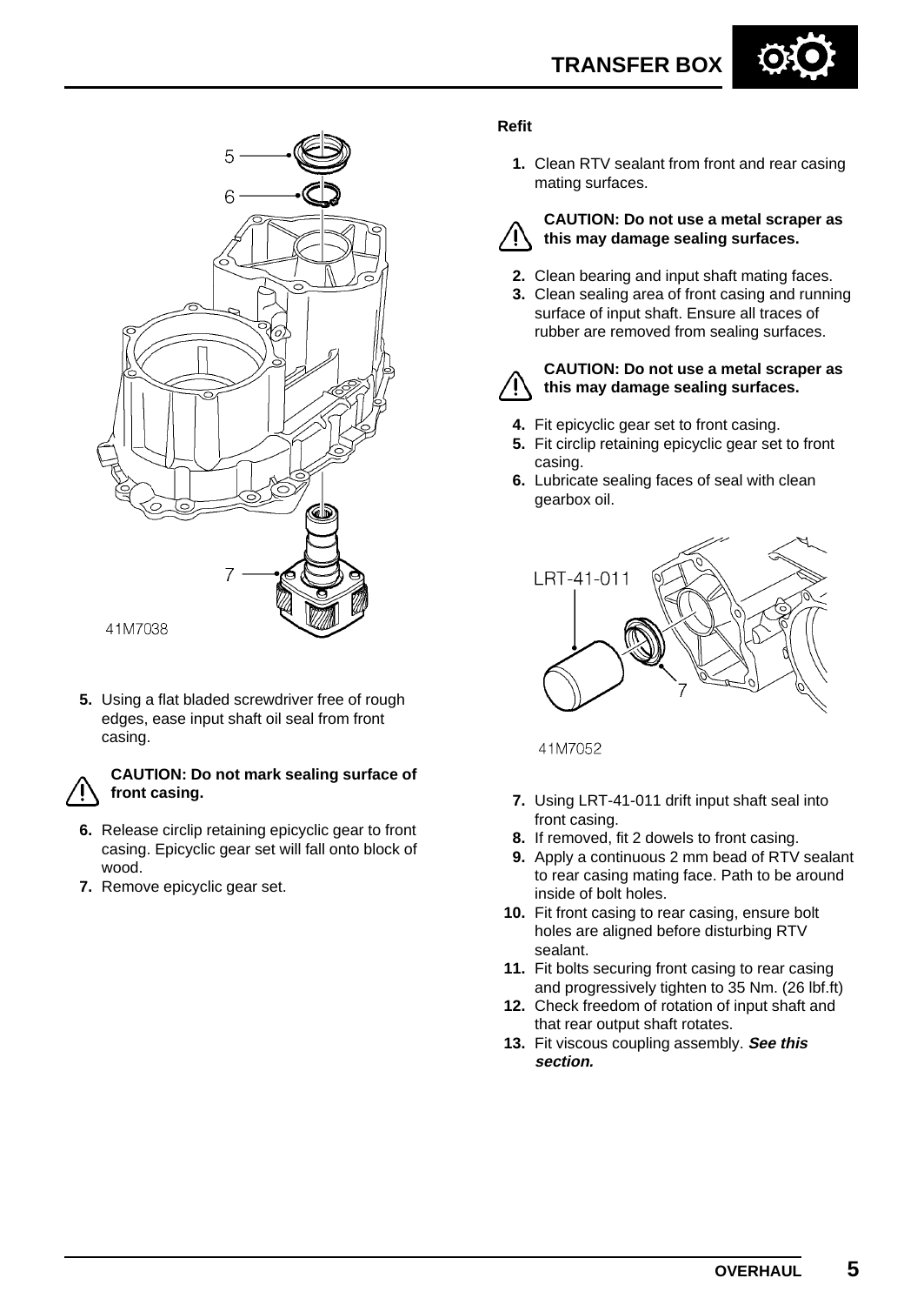5 —
6 —
7 —
41M7038

5. Using a flat bladed screwdriver free of rough edges, ease input shaft oil seal from front casing.

**CAUTION: Do not mark sealing surface of front casing.**

6. Release circlip retaining epicyclic gear to front casing. Epicyclic gear set will fall onto block of wood.
7. Remove epicyclic gear set.

**Refit**

1. Clean RTV sealant from front and rear casing mating surfaces.

**CAUTION: Do not use a metal scraper as this may damage sealing surfaces.**

2. Clean bearing and input shaft mating faces.
3. Clean sealing area of front casing and running surface of input shaft. Ensure all traces of rubber are removed from sealing surfaces.

**CAUTION: Do not use a metal scraper as this may damage sealing surfaces.**

4. Fit epicyclic gear set to front casing.
5. Fit circlip retaining epicyclic gear set to front casing.
6. Lubricate sealing faces of seal with clean gearbox oil.

LRT-41-011
7
41M7052

7. Using LRT-41-011 drift input shaft seal into front casing.
8. If removed, fit 2 dowels to front casing.
9. Apply a continuous 2 mm bead of RTV sealant to rear casing mating face. Path to be around inside of bolt holes.
10. Fit front casing to rear casing, ensure bolt holes are aligned before disturbing RTV sealant.
11. Fit bolts securing front casing to rear casing and progressively tighten to 35 Nm. (26 lbf.ft)
12. Check freedom of rotation of input shaft and that rear output shaft rotates.
13. Fit viscous coupling assembly. ***See this section.***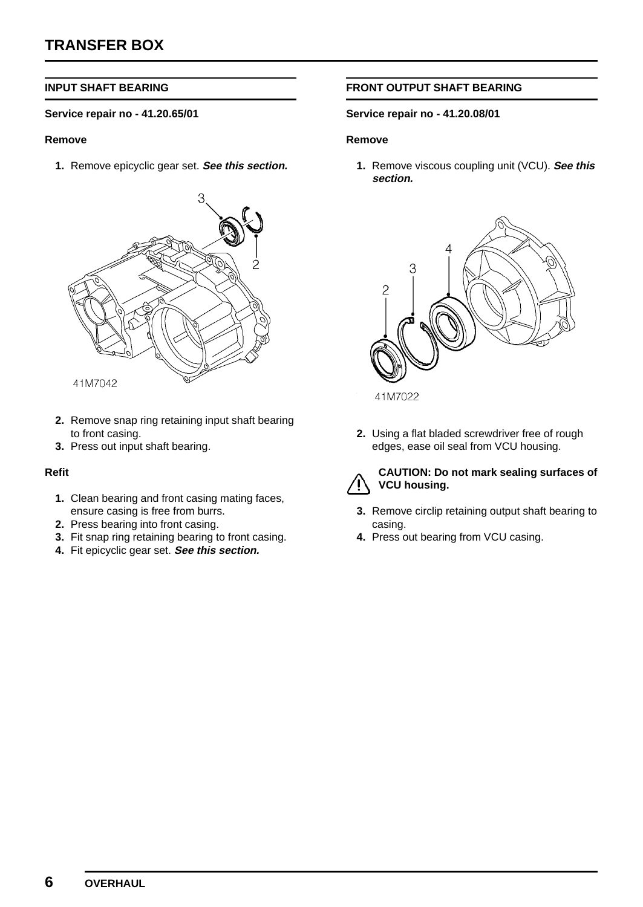## INPUT SHAFT BEARING

**Service repair no - 41.20.65/01**

**Remove**

1. Remove epicyclic gear set. ***See this section.***

41M7042

2. Remove snap ring retaining input shaft bearing to front casing.
3. Press out input shaft bearing.

**Refit**

1. Clean bearing and front casing mating faces, ensure casing is free from burrs.
2. Press bearing into front casing.
3. Fit snap ring retaining bearing to front casing.
4. Fit epicyclic gear set. ***See this section.***

## FRONT OUTPUT SHAFT BEARING

**Service repair no - 41.20.08/01**

**Remove**

1. Remove viscous coupling unit (VCU). ***See this section.***

41M7022

2. Using a flat bladed screwdriver free of rough edges, ease oil seal from VCU housing.

**CAUTION: Do not mark sealing surfaces of VCU housing.**

3. Remove circlip retaining output shaft bearing to casing.
4. Press out bearing from VCU casing.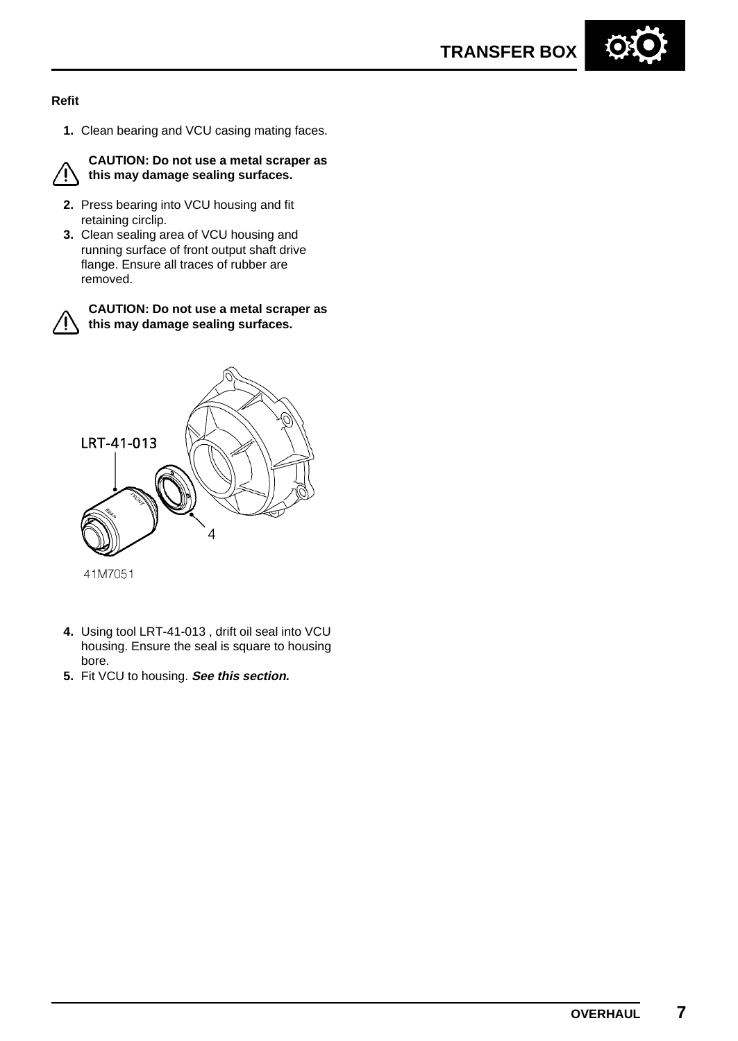**Refit**

1. Clean bearing and VCU casing mating faces.

**CAUTION: Do not use a metal scraper as this may damage sealing surfaces.**

2. Press bearing into VCU housing and fit retaining circlip.
3. Clean sealing area of VCU housing and running surface of front output shaft drive flange. Ensure all traces of rubber are removed.

**CAUTION: Do not use a metal scraper as this may damage sealing surfaces.**

LRT-41-013

4

41M7051

4. Using tool LRT-41-013 , drift oil seal into VCU housing. Ensure the seal is square to housing bore.
5. Fit VCU to housing. ***See this section.***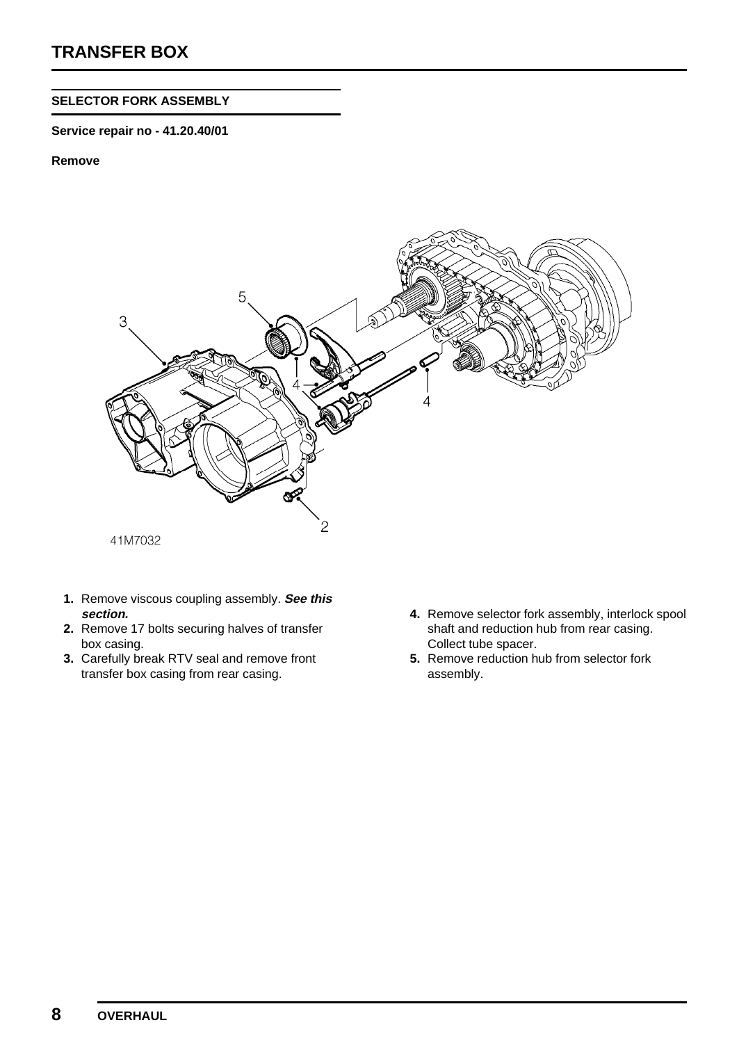## SELECTOR FORK ASSEMBLY

**Service repair no - 41.20.40/01**

**Remove**

41M7032

1. Remove viscous coupling assembly. ***See this section.***
2. Remove 17 bolts securing halves of transfer box casing.
3. Carefully break RTV seal and remove front transfer box casing from rear casing.
4. Remove selector fork assembly, interlock spool shaft and reduction hub from rear casing. Collect tube spacer.
5. Remove reduction hub from selector fork assembly.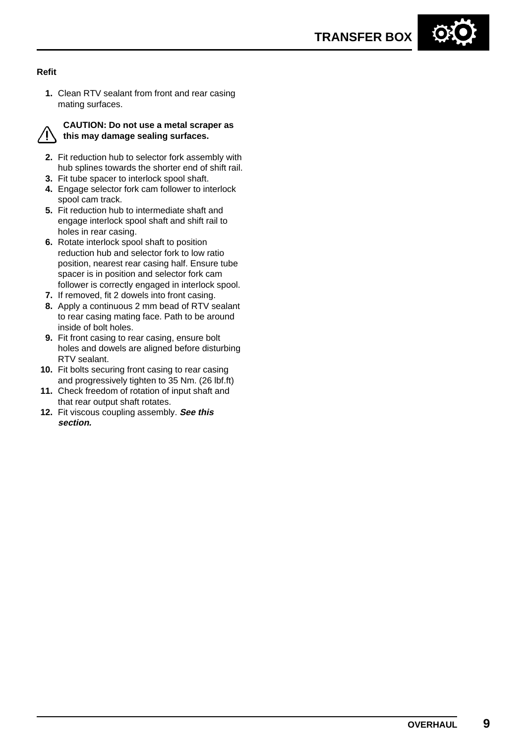**Refit**

1. Clean RTV sealant from front and rear casing mating surfaces.

**CAUTION: Do not use a metal scraper as this may damage sealing surfaces.**

2. Fit reduction hub to selector fork assembly with hub splines towards the shorter end of shift rail.
3. Fit tube spacer to interlock spool shaft.
4. Engage selector fork cam follower to interlock spool cam track.
5. Fit reduction hub to intermediate shaft and engage interlock spool shaft and shift rail to holes in rear casing.
6. Rotate interlock spool shaft to position reduction hub and selector fork to low ratio position, nearest rear casing half. Ensure tube spacer is in position and selector fork cam follower is correctly engaged in interlock spool.
7. If removed, fit 2 dowels into front casing.
8. Apply a continuous 2 mm bead of RTV sealant to rear casing mating face. Path to be around inside of bolt holes.
9. Fit front casing to rear casing, ensure bolt holes and dowels are aligned before disturbing RTV sealant.
10. Fit bolts securing front casing to rear casing and progressively tighten to 35 Nm. (26 lbf.ft)
11. Check freedom of rotation of input shaft and that rear output shaft rotates.
12. Fit viscous coupling assembly. ***See this section.***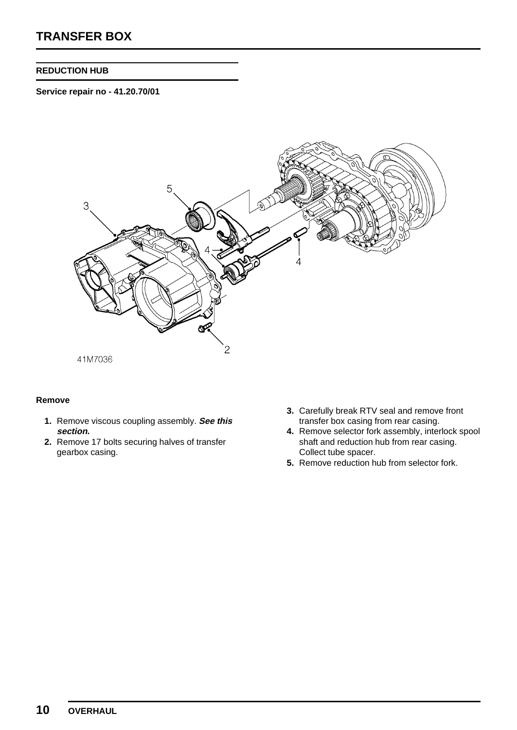## REDUCTION HUB

**Service repair no - 41.20.70/01**

### Remove

1. Remove viscous coupling assembly. ***See this section.***
2. Remove 17 bolts securing halves of transfer gearbox casing.
3. Carefully break RTV seal and remove front transfer box casing from rear casing.
4. Remove selector fork assembly, interlock spool shaft and reduction hub from rear casing. Collect tube spacer.
5. Remove reduction hub from selector fork.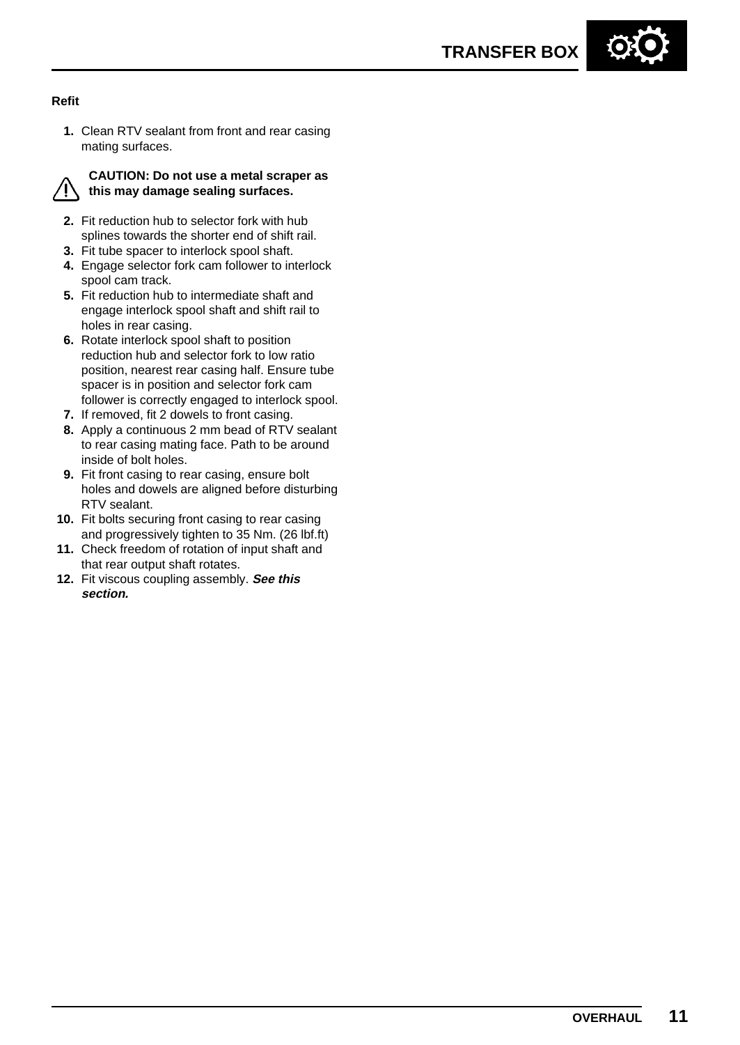### Refit

1. Clean RTV sealant from front and rear casing mating surfaces.

**CAUTION: Do not use a metal scraper as this may damage sealing surfaces.**

2. Fit reduction hub to selector fork with hub splines towards the shorter end of shift rail.
3. Fit tube spacer to interlock spool shaft.
4. Engage selector fork cam follower to interlock spool cam track.
5. Fit reduction hub to intermediate shaft and engage interlock spool shaft and shift rail to holes in rear casing.
6. Rotate interlock spool shaft to position reduction hub and selector fork to low ratio position, nearest rear casing half. Ensure tube spacer is in position and selector fork cam follower is correctly engaged to interlock spool.
7. If removed, fit 2 dowels to front casing.
8. Apply a continuous 2 mm bead of RTV sealant to rear casing mating face. Path to be around inside of bolt holes.
9. Fit front casing to rear casing, ensure bolt holes and dowels are aligned before disturbing RTV sealant.
10. Fit bolts securing front casing to rear casing and progressively tighten to 35 Nm. (26 lbf.ft)
11. Check freedom of rotation of input shaft and that rear output shaft rotates.
12. Fit viscous coupling assembly. ***See this section.***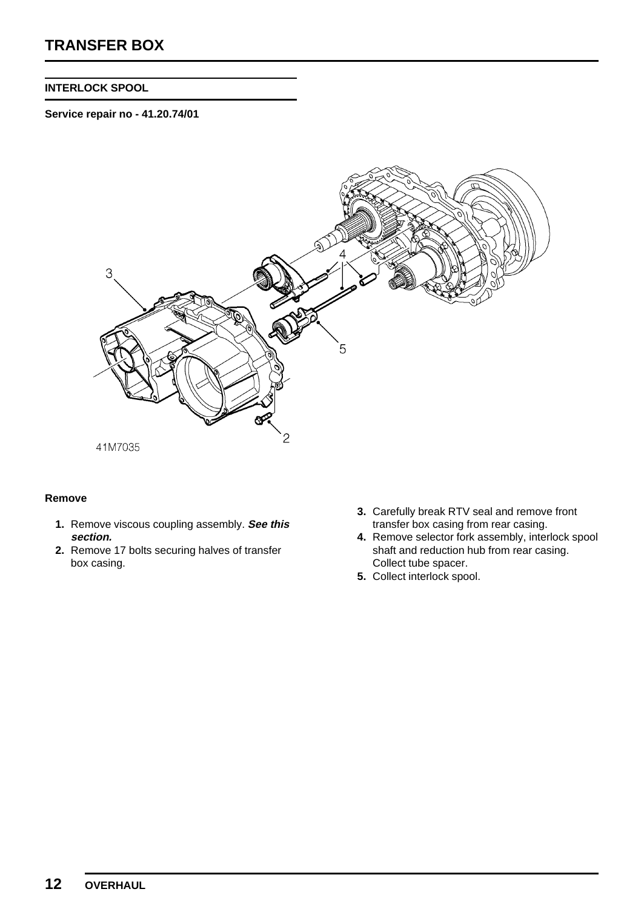## INTERLOCK SPOOL

**Service repair no - 41.20.74/01**

### Remove

1. Remove viscous coupling assembly. ***See this section.***
2. Remove 17 bolts securing halves of transfer box casing.
3. Carefully break RTV seal and remove front transfer box casing from rear casing.
4. Remove selector fork assembly, interlock spool shaft and reduction hub from rear casing. Collect tube spacer.
5. Collect interlock spool.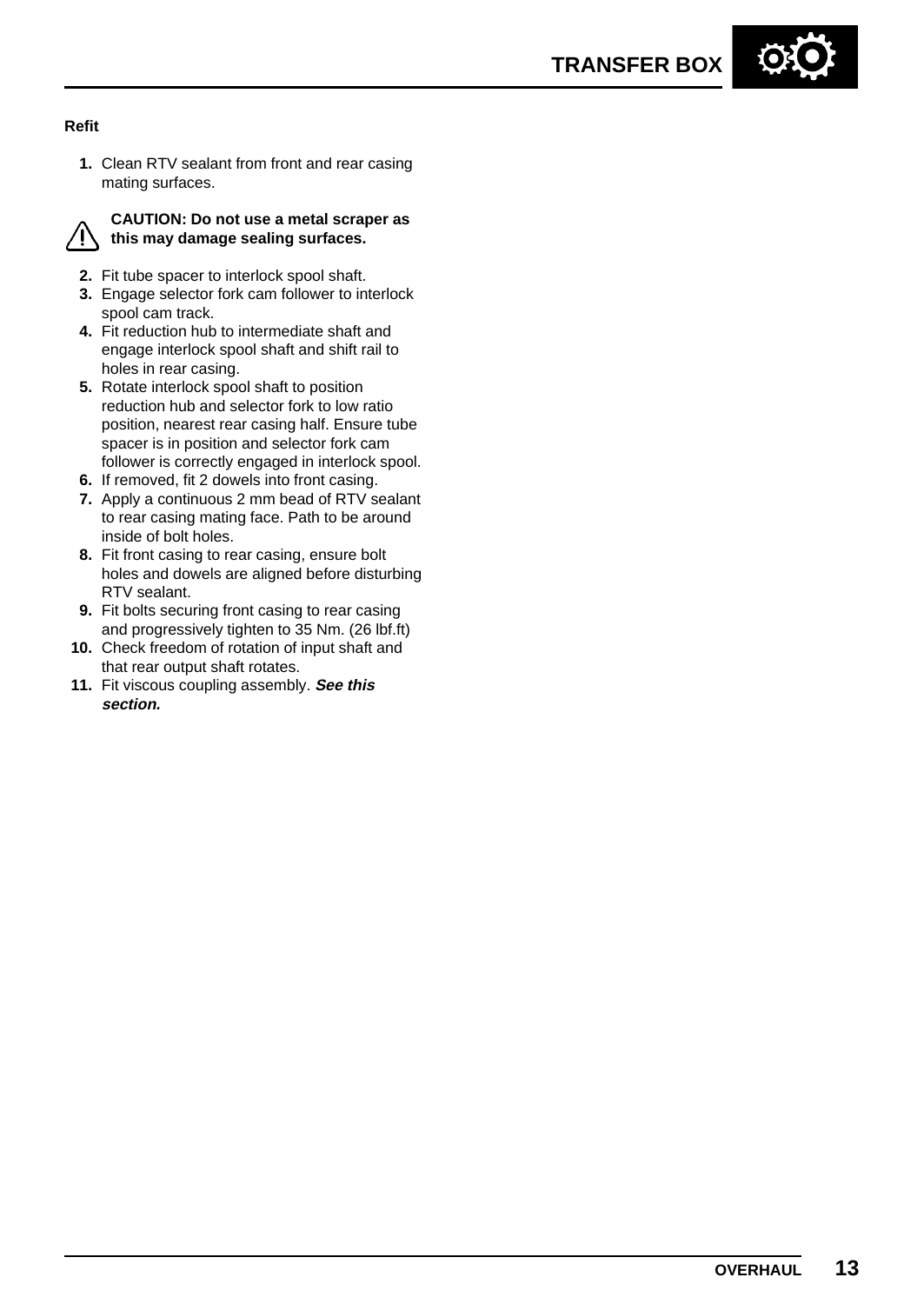**Refit**

1. Clean RTV sealant from front and rear casing mating surfaces.

**CAUTION: Do not use a metal scraper as this may damage sealing surfaces.**

2. Fit tube spacer to interlock spool shaft.
3. Engage selector fork cam follower to interlock spool cam track.
4. Fit reduction hub to intermediate shaft and engage interlock spool shaft and shift rail to holes in rear casing.
5. Rotate interlock spool shaft to position reduction hub and selector fork to low ratio position, nearest rear casing half. Ensure tube spacer is in position and selector fork cam follower is correctly engaged in interlock spool.
6. If removed, fit 2 dowels into front casing.
7. Apply a continuous 2 mm bead of RTV sealant to rear casing mating face. Path to be around inside of bolt holes.
8. Fit front casing to rear casing, ensure bolt holes and dowels are aligned before disturbing RTV sealant.
9. Fit bolts securing front casing to rear casing and progressively tighten to 35 Nm. (26 lbf.ft)
10. Check freedom of rotation of input shaft and that rear output shaft rotates.
11. Fit viscous coupling assembly. ***See this section.***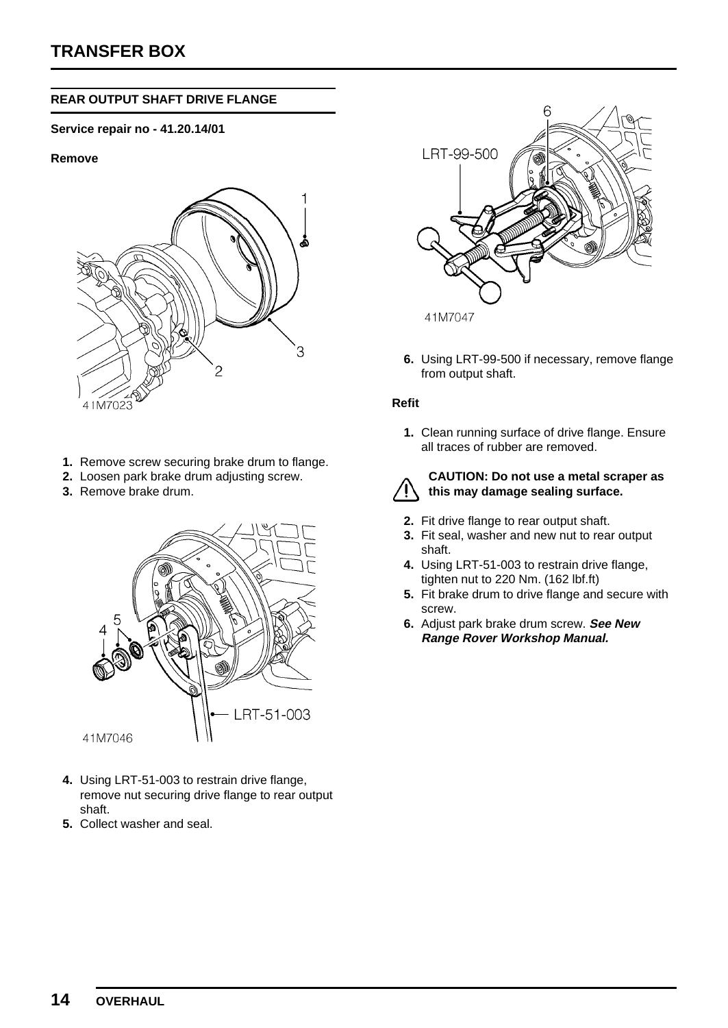## REAR OUTPUT SHAFT DRIVE FLANGE

**Service repair no - 41.20.14/01**

**Remove**

41M7023

1. Remove screw securing brake drum to flange.
2. Loosen park brake drum adjusting screw.
3. Remove brake drum.

41M7046

4. Using LRT-51-003 to restrain drive flange, remove nut securing drive flange to rear output shaft.
5. Collect washer and seal.

41M7047

6. Using LRT-99-500 if necessary, remove flange from output shaft.

**Refit**

1. Clean running surface of drive flange. Ensure all traces of rubber are removed.

**CAUTION: Do not use a metal scraper as this may damage sealing surface.**

2. Fit drive flange to rear output shaft.
3. Fit seal, washer and new nut to rear output shaft.
4. Using LRT-51-003 to restrain drive flange, tighten nut to 220 Nm. (162 lbf.ft)
5. Fit brake drum to drive flange and secure with screw.
6. Adjust park brake drum screw. ***See New Range Rover Workshop Manual.***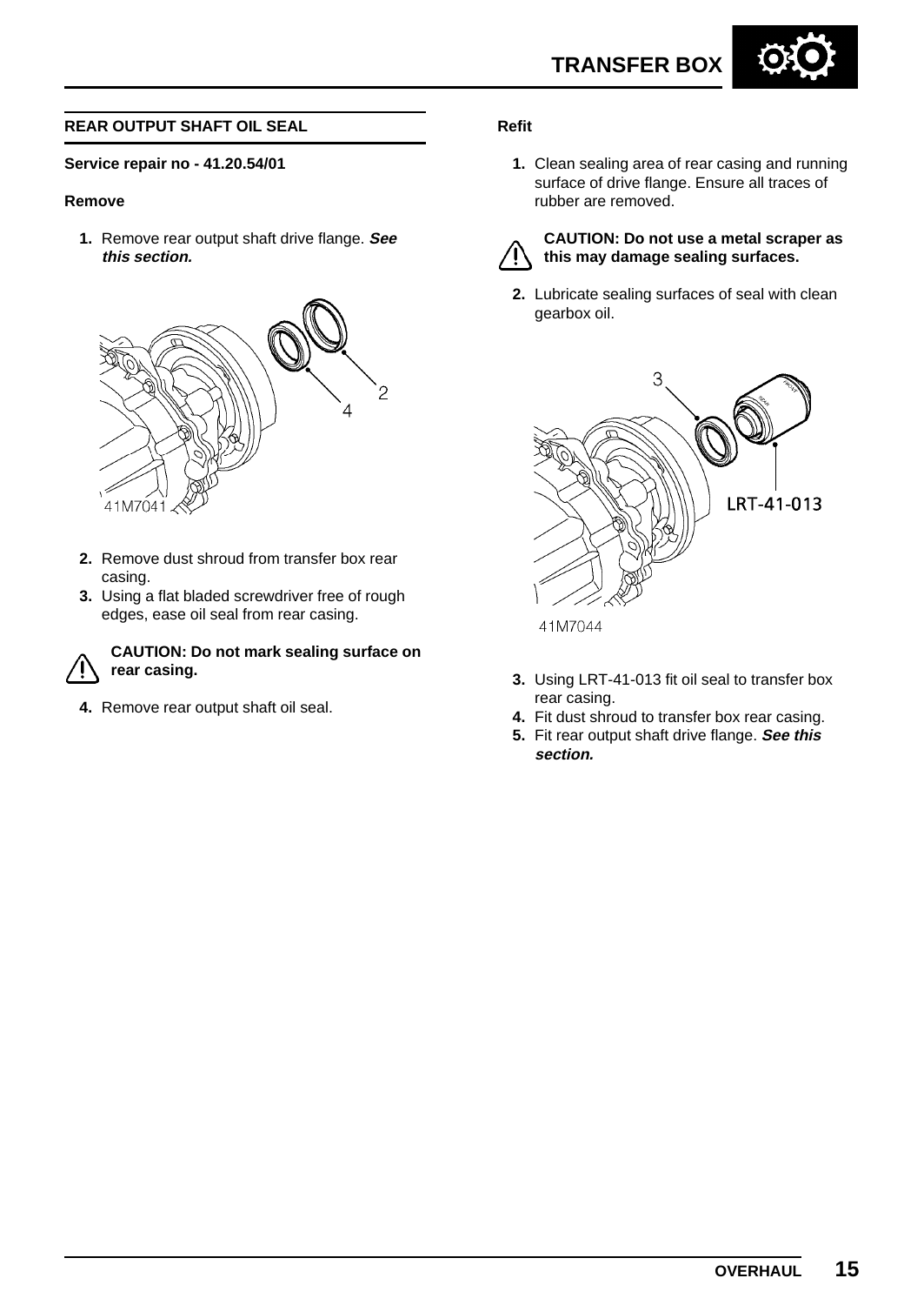## REAR OUTPUT SHAFT OIL SEAL

**Service repair no - 41.20.54/01**

### Remove

1. Remove rear output shaft drive flange. ***See this section.***

41M7041

2. Remove dust shroud from transfer box rear casing.
3. Using a flat bladed screwdriver free of rough edges, ease oil seal from rear casing.

**CAUTION: Do not mark sealing surface on rear casing.**

4. Remove rear output shaft oil seal.

### Refit

1. Clean sealing area of rear casing and running surface of drive flange. Ensure all traces of rubber are removed.

**CAUTION: Do not use a metal scraper as this may damage sealing surfaces.**

2. Lubricate sealing surfaces of seal with clean gearbox oil.

41M7044

3. Using LRT-41-013 fit oil seal to transfer box rear casing.
4. Fit dust shroud to transfer box rear casing.
5. Fit rear output shaft drive flange. ***See this section.***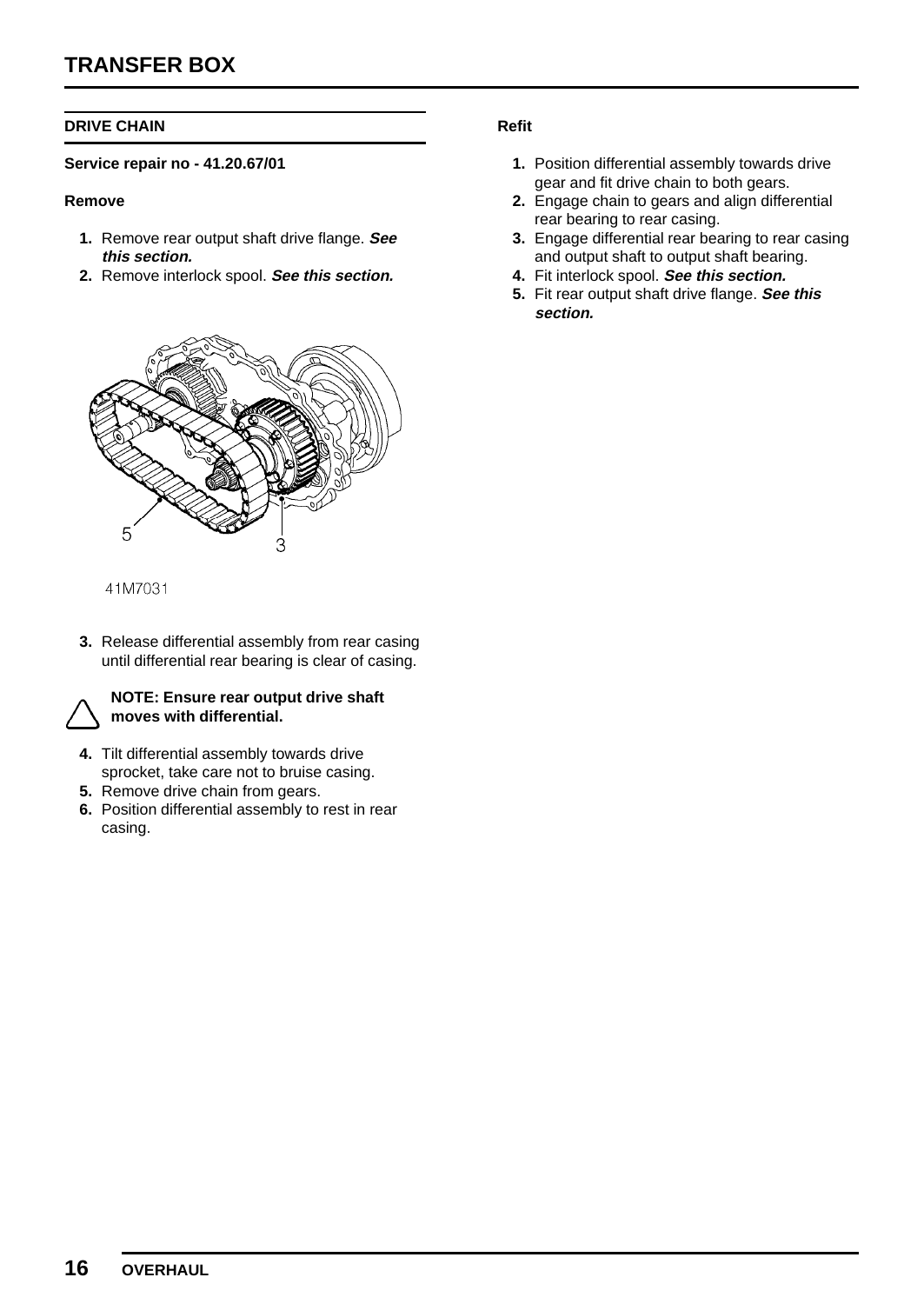## DRIVE CHAIN

**Service repair no - 41.20.67/01**

### Remove

1. Remove rear output shaft drive flange. ***See this section.***
2. Remove interlock spool. ***See this section.***

41M7031

3. Release differential assembly from rear casing until differential rear bearing is clear of casing.

> **NOTE: Ensure rear output drive shaft moves with differential.**

4. Tilt differential assembly towards drive sprocket, take care not to bruise casing.
5. Remove drive chain from gears.
6. Position differential assembly to rest in rear casing.

### Refit

1. Position differential assembly towards drive gear and fit drive chain to both gears.
2. Engage chain to gears and align differential rear bearing to rear casing.
3. Engage differential rear bearing to rear casing and output shaft to output shaft bearing.
4. Fit interlock spool. ***See this section.***
5. Fit rear output shaft drive flange. ***See this section.***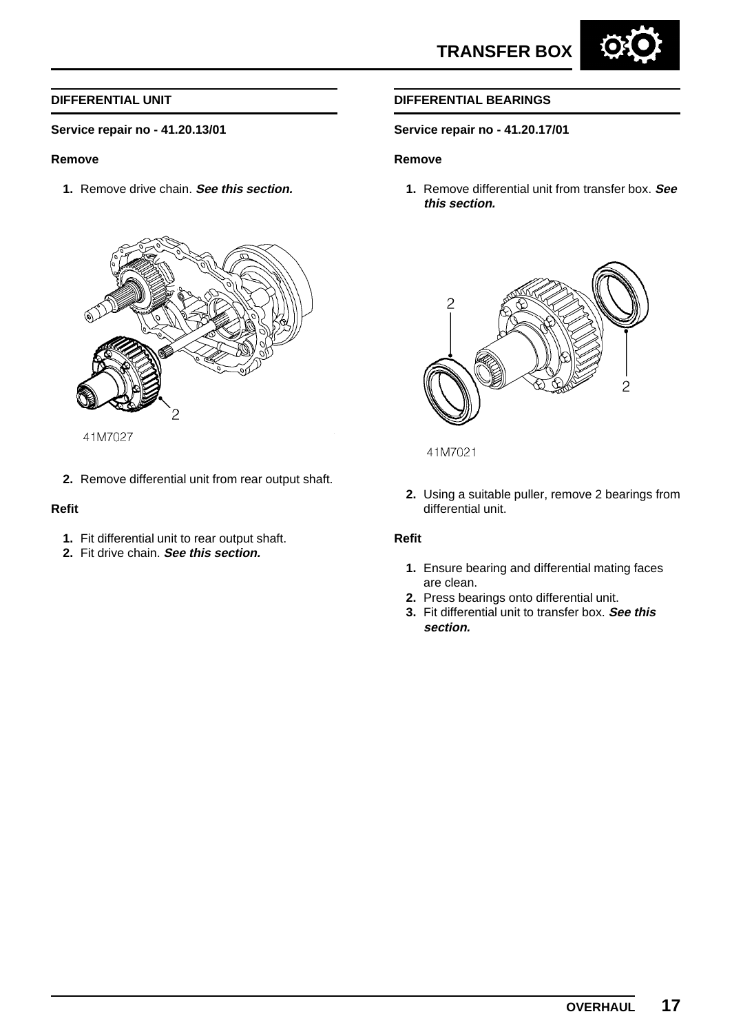## DIFFERENTIAL UNIT

**Service repair no - 41.20.13/01**

### Remove

1. Remove drive chain. ***See this section.***

41M7027

2. Remove differential unit from rear output shaft.

### Refit

1. Fit differential unit to rear output shaft.
2. Fit drive chain. ***See this section.***

## DIFFERENTIAL BEARINGS

**Service repair no - 41.20.17/01**

### Remove

1. Remove differential unit from transfer box. ***See this section.***

41M7021

2. Using a suitable puller, remove 2 bearings from differential unit.

### Refit

1. Ensure bearing and differential mating faces are clean.
2. Press bearings onto differential unit.
3. Fit differential unit to transfer box. ***See this section.***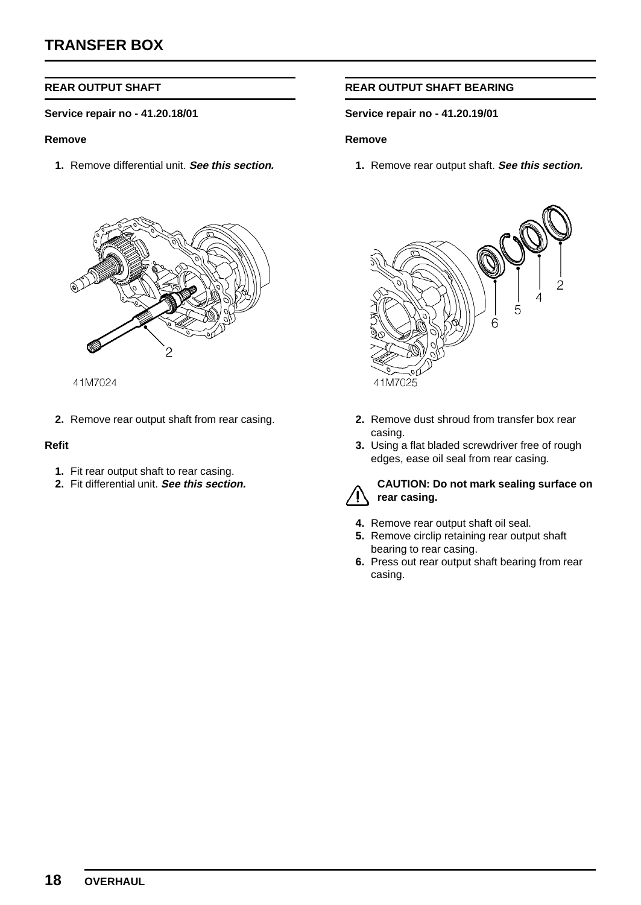## REAR OUTPUT SHAFT

**Service repair no - 41.20.18/01**

**Remove**

1. Remove differential unit. ***See this section.***

41M7024

2. Remove rear output shaft from rear casing.

**Refit**

1. Fit rear output shaft to rear casing.
2. Fit differential unit. ***See this section.***

## REAR OUTPUT SHAFT BEARING

**Service repair no - 41.20.19/01**

**Remove**

1. Remove rear output shaft. ***See this section.***

41M7025

2. Remove dust shroud from transfer box rear casing.
3. Using a flat bladed screwdriver free of rough edges, ease oil seal from rear casing.

**CAUTION: Do not mark sealing surface on rear casing.**

4. Remove rear output shaft oil seal.
5. Remove circlip retaining rear output shaft bearing to rear casing.
6. Press out rear output shaft bearing from rear casing.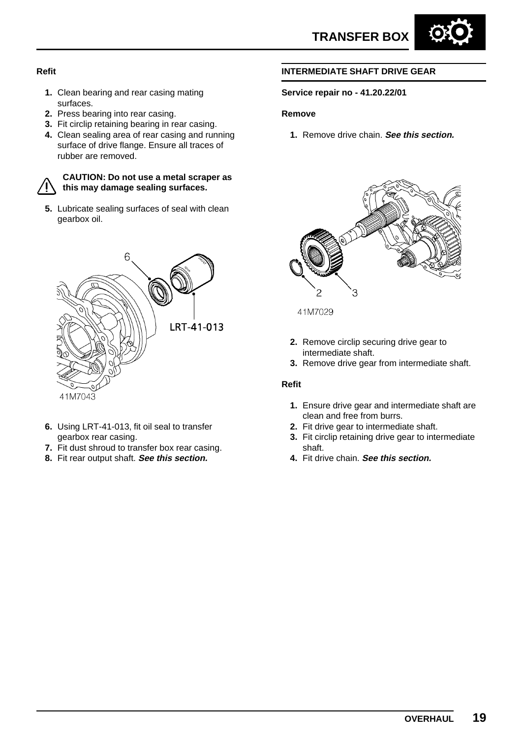### Refit

1. Clean bearing and rear casing mating surfaces.
2. Press bearing into rear casing.
3. Fit circlip retaining bearing in rear casing.
4. Clean sealing area of rear casing and running surface of drive flange. Ensure all traces of rubber are removed.

**CAUTION: Do not use a metal scraper as this may damage sealing surfaces.**

5. Lubricate sealing surfaces of seal with clean gearbox oil.

41M7043

6. Using LRT-41-013, fit oil seal to transfer gearbox rear casing.
7. Fit dust shroud to transfer box rear casing.
8. Fit rear output shaft. ***See this section.***

## INTERMEDIATE SHAFT DRIVE GEAR

**Service repair no - 41.20.22/01**

### Remove

1. Remove drive chain. ***See this section.***

41M7029

2. Remove circlip securing drive gear to intermediate shaft.
3. Remove drive gear from intermediate shaft.

### Refit

1. Ensure drive gear and intermediate shaft are clean and free from burrs.
2. Fit drive gear to intermediate shaft.
3. Fit circlip retaining drive gear to intermediate shaft.
4. Fit drive chain. ***See this section.***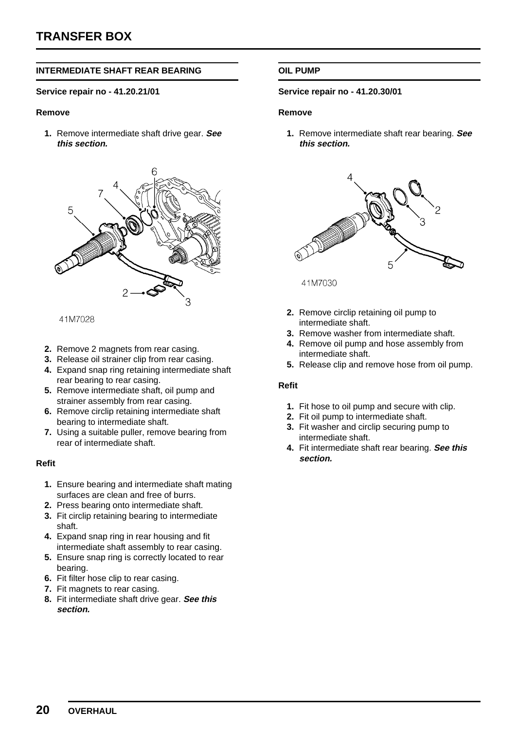## INTERMEDIATE SHAFT REAR BEARING

**Service repair no - 41.20.21/01**

**Remove**

1. Remove intermediate shaft drive gear. ***See this section.***

41M7028

2. Remove 2 magnets from rear casing.
3. Release oil strainer clip from rear casing.
4. Expand snap ring retaining intermediate shaft rear bearing to rear casing.
5. Remove intermediate shaft, oil pump and strainer assembly from rear casing.
6. Remove circlip retaining intermediate shaft bearing to intermediate shaft.
7. Using a suitable puller, remove bearing from rear of intermediate shaft.

**Refit**

1. Ensure bearing and intermediate shaft mating surfaces are clean and free of burrs.
2. Press bearing onto intermediate shaft.
3. Fit circlip retaining bearing to intermediate shaft.
4. Expand snap ring in rear housing and fit intermediate shaft assembly to rear casing.
5. Ensure snap ring is correctly located to rear bearing.
6. Fit filter hose clip to rear casing.
7. Fit magnets to rear casing.
8. Fit intermediate shaft drive gear. ***See this section.***

## OIL PUMP

**Service repair no - 41.20.30/01**

**Remove**

1. Remove intermediate shaft rear bearing. ***See this section.***

41M7030

2. Remove circlip retaining oil pump to intermediate shaft.
3. Remove washer from intermediate shaft.
4. Remove oil pump and hose assembly from intermediate shaft.
5. Release clip and remove hose from oil pump.

**Refit**

1. Fit hose to oil pump and secure with clip.
2. Fit oil pump to intermediate shaft.
3. Fit washer and circlip securing pump to intermediate shaft.
4. Fit intermediate shaft rear bearing. ***See this section.***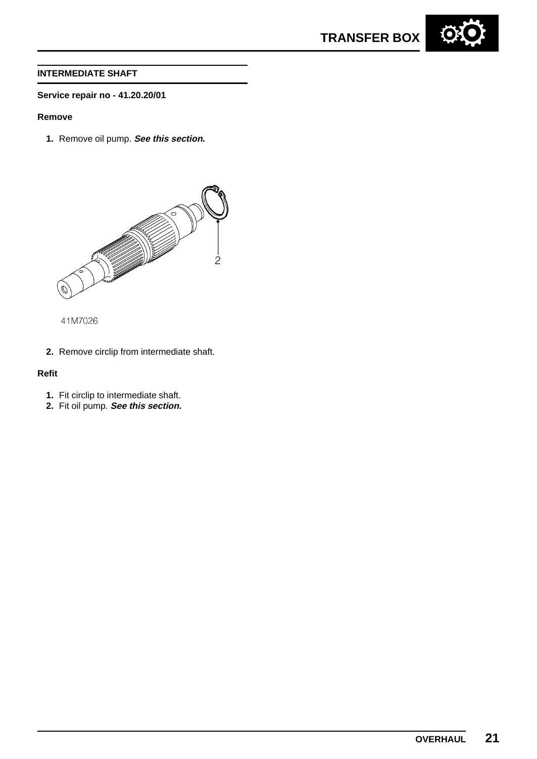## INTERMEDIATE SHAFT

**Service repair no - 41.20.20/01**

**Remove**

1. Remove oil pump. ***See this section.***

2

41M7026

2. Remove circlip from intermediate shaft.

**Refit**

1. Fit circlip to intermediate shaft.
2. Fit oil pump. ***See this section.***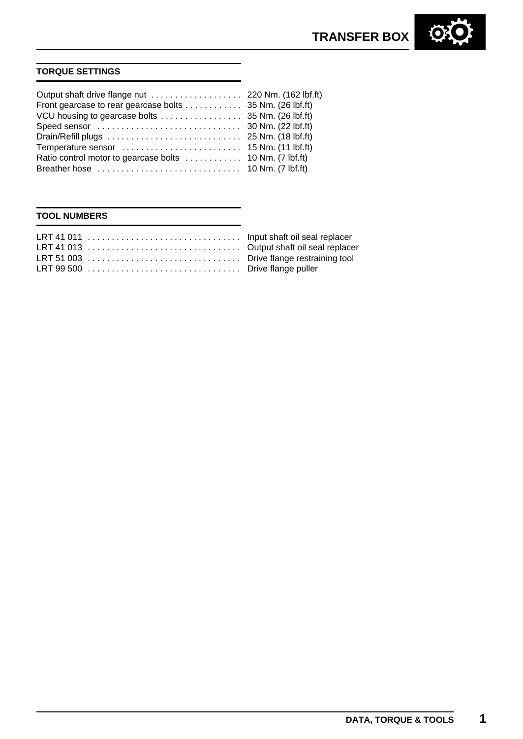## TORQUE SETTINGS

| | |
|---|---|
| Output shaft drive flange nut | 220 Nm. (162 lbf.ft) |
| Front gearcase to rear gearcase bolts | 35 Nm. (26 lbf.ft) |
| VCU housing to gearcase bolts | 35 Nm. (26 lbf.ft) |
| Speed sensor | 30 Nm. (22 lbf.ft) |
| Drain/Refill plugs | 25 Nm. (18 lbf.ft) |
| Temperature sensor | 15 Nm. (11 lbf.ft) |
| Ratio control motor to gearcase bolts | 10 Nm. (7 lbf.ft) |
| Breather hose | 10 Nm. (7 lbf.ft) |

## TOOL NUMBERS

| | |
|---|---|
| LRT 41 011 | Input shaft oil seal replacer |
| LRT 41 013 | Output shaft oil seal replacer |
| LRT 51 003 | Drive flange restraining tool |
| LRT 99 500 | Drive flange puller |